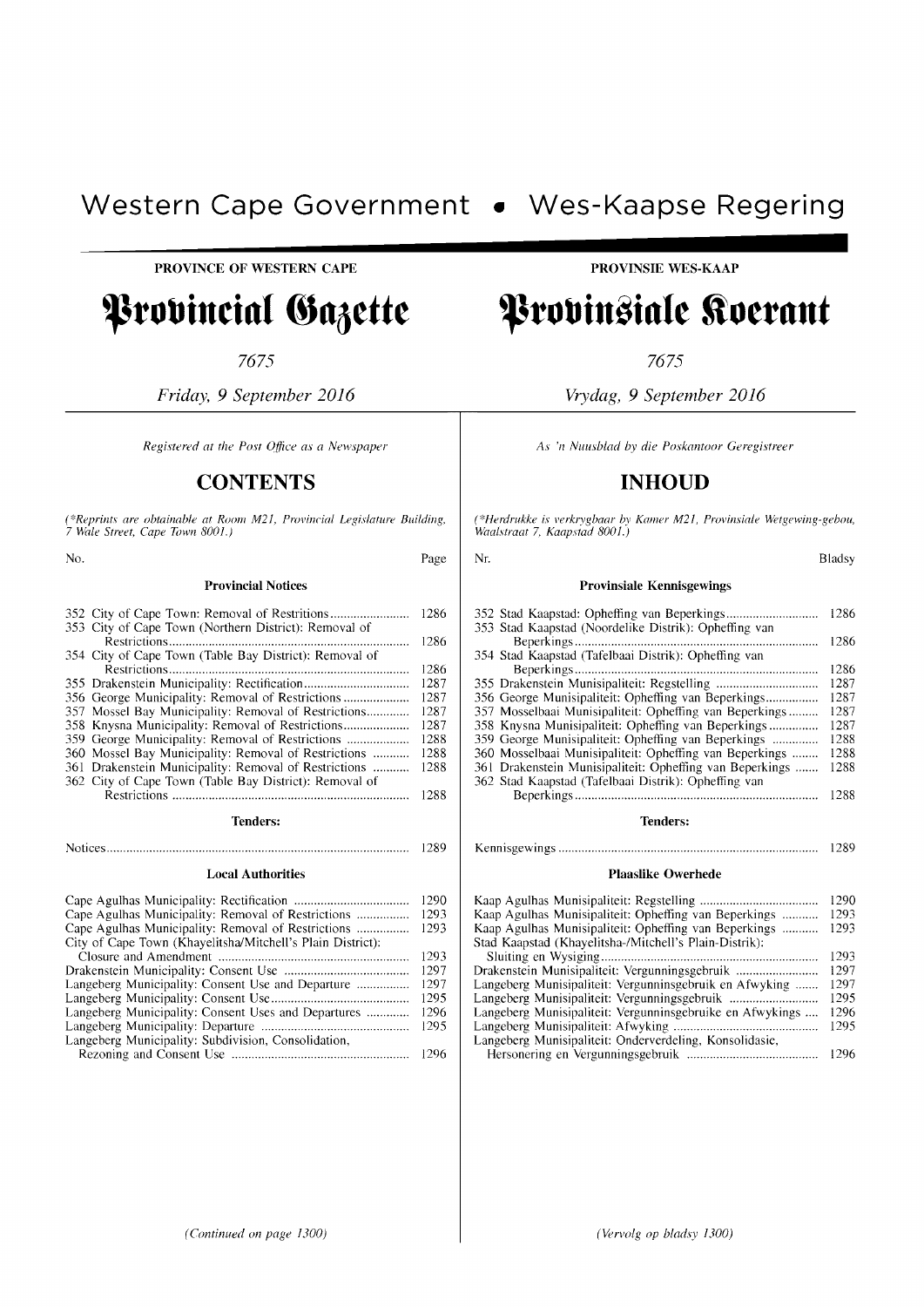# Western Cape Government • Wes-Kaapse Regering

**PROVINCE OF WESTERN CAPE**

# Provincial Gazette

7675

*Friday, 9 September 2016*

*Registered at the Post Office as a Newspaper*

## CONTENTS

*(\*Reprints are obtainable at Room M21, Provincial Legislature Building, 7 Wale Street, Cape Town 8001.)*

| No. | Page |
|---|---|
| **Provincial Notices** | |
| 352 City of Cape Town: Removal of Restritions | 1286 |
| 353 City of Cape Town (Northern District): Removal of Restrictions | 1286 |
| 354 City of Cape Town (Table Bay District): Removal of Restrictions | 1286 |
| 355 Drakenstein Municipality: Rectification | 1287 |
| 356 George Municipality: Removal of Restrictions | 1287 |
| 357 Mossel Bay Municipality: Removal of Restrictions | 1287 |
| 358 Knysna Municipality: Removal of Restrictions | 1287 |
| 359 George Municipality: Removal of Restrictions | 1288 |
| 360 Mossel Bay Municipality: Removal of Restrictions | 1288 |
| 361 Drakenstein Municipality: Removal of Restrictions | 1288 |
| 362 City of Cape Town (Table Bay District): Removal of Restrictions | 1288 |
| **Tenders:** | |
| Notices | 1289 |
| **Local Authorities** | |
| Cape Agulhas Municipality: Rectification | 1290 |
| Cape Agulhas Municipality: Removal of Restrictions | 1293 |
| Cape Agulhas Municipality: Removal of Restrictions | 1293 |
| City of Cape Town (Khayelitsha/Mitchell's Plain District): Closure and Amendment | 1293 |
| Drakenstein Municipality: Consent Use | 1297 |
| Langeberg Municipality: Consent Use and Departure | 1297 |
| Langeberg Municipality: Consent Use | 1295 |
| Langeberg Municipality: Consent Uses and Departures | 1296 |
| Langeberg Municipality: Departure | 1295 |
| Langeberg Municipality: Subdivision, Consolidation, Rezoning and Consent Use | 1296 |

*(Continued on page 1300)*

**PROVINSIE WES-KAAP**

# Provinsiale Koerant

7675

*Vrydag, 9 September 2016*

*As 'n Nuusblad by die Poskantoor Geregistreer*

## INHOUD

*(\*Herdrukke is verkrygbaar by Kamer M21, Provinsiale Wetgewing-gebou, Waalstraat 7, Kaapstad 8001.)*

| Nr. | Bladsy |
|---|---|
| **Provinsiale Kennisgewings** | |
| 352 Stad Kaapstad: Opheffing van Beperkings | 1286 |
| 353 Stad Kaapstad (Noordelike Distrik): Opheffing van Beperkings | 1286 |
| 354 Stad Kaapstad (Tafelbaai Distrik): Opheffing van Beperkings | 1286 |
| 355 Drakenstein Munisipaliteit: Regstelling | 1287 |
| 356 George Munisipaliteit: Opheffing van Beperkings | 1287 |
| 357 Mosselbaai Munisipaliteit: Opheffing van Beperkings | 1287 |
| 358 Knysna Munisipaliteit: Opheffing van Beperkings | 1287 |
| 359 George Munisipaliteit: Opheffing van Beperkings | 1288 |
| 360 Mosselbaai Munisipaliteit: Opheffing van Beperkings | 1288 |
| 361 Drakenstein Munisipaliteit: Opheffing van Beperkings | 1288 |
| 362 Stad Kaapstad (Tafelbaai Distrik): Opheffing van Beperkings | 1288 |
| **Tenders:** | |
| Kennisgewings | 1289 |
| **Plaaslike Owerhede** | |
| Kaap Agulhas Munisipaliteit: Regstelling | 1290 |
| Kaap Agulhas Munisipaliteit: Opheffing van Beperkings | 1293 |
| Kaap Agulhas Munisipaliteit: Opheffing van Beperkings | 1293 |
| Stad Kaapstad (Khayelitsha-/Mitchell's Plain-Distrik): Sluiting en Wysiging | 1293 |
| Drakenstein Munisipaliteit: Vergunningsgebruik | 1297 |
| Langeberg Munisipaliteit: Vergunningsgebruik en Afwyking | 1297 |
| Langeberg Munisipaliteit: Vergunningsgebruik | 1295 |
| Langeberg Munisipaliteit: Vergunningsgebruike en Afwykings | 1296 |
| Langeberg Munisipaliteit: Afwyking | 1295 |
| Langeberg Munisipaliteit: Onderverdeling, Konsolidasie, Hersonering en Vergunningsgebruik | 1296 |

*(Vervolg op bladsy 1300)*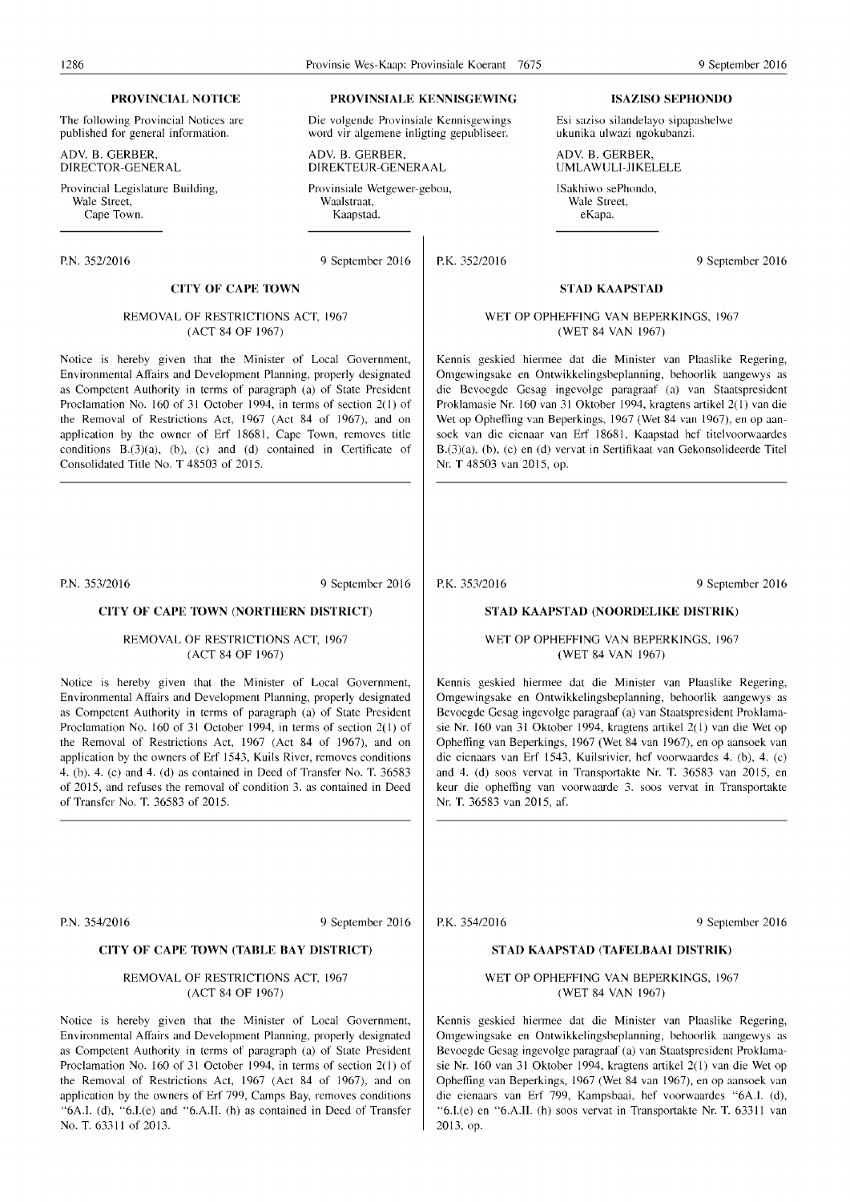## PROVINCIAL NOTICE

The following Provincial Notices are published for general information.

ADV. B. GERBER,
DIRECTOR-GENERAL

Provincial Legislature Building,
Wale Street,
Cape Town.

## PROVINSIALE KENNISGEWING

Die volgende Provinsiale Kennisgewings word vir algemene inligting gepubliseer.

ADV. B. GERBER,
DIREKTEUR-GENERAAL

Provinsiale Wetgewer-gebou,
Waalstraat,
Kaapstad.

## ISAZISO SEPHONDO

Esi saziso silandelayo sipapashelwe ukunika ulwazi ngokubanzi.

ADV. B. GERBER,
UMLAWULI-JIKELELE

ISakhiwo sePhondo,
Wale Street,
eKapa.

---

P.N. 352/2016 9 September 2016

### CITY OF CAPE TOWN

REMOVAL OF RESTRICTIONS ACT, 1967
(ACT 84 OF 1967)

Notice is hereby given that the Minister of Local Government, Environmental Affairs and Development Planning, properly designated as Competent Authority in terms of paragraph (a) of State President Proclamation No. 160 of 31 October 1994, in terms of section 2(1) of the Removal of Restrictions Act, 1967 (Act 84 of 1967), and on application by the owner of Erf 18681, Cape Town, removes title conditions B.(3)(a), (b), (c) and (d) contained in Certificate of Consolidated Title No. T 48503 of 2015.

P.K. 352/2016 9 September 2016

### STAD KAAPSTAD

WET OP OPHEFFING VAN BEPERKINGS, 1967
(WET 84 VAN 1967)

Kennis geskied hiermee dat die Minister van Plaaslike Regering, Omgewingsake en Ontwikkelingsbeplanning, behoorlik aangewys as die Bevoegde Gesag ingevolge paragraaf (a) van Staatspresident Proklamasie Nr. 160 van 31 Oktober 1994, kragtens artikel 2(1) van die Wet op Opheffing van Beperkings, 1967 (Wet 84 van 1967), en op aansoek van die eienaar van Erf 18681, Kaapstad hef titelvoorwaardes B.(3)(a), (b), (c) en (d) vervat in Sertifikaat van Gekonsolideerde Titel Nr. T 48503 van 2015, op.

---

P.N. 353/2016 9 September 2016

### CITY OF CAPE TOWN (NORTHERN DISTRICT)

REMOVAL OF RESTRICTIONS ACT, 1967
(ACT 84 OF 1967)

Notice is hereby given that the Minister of Local Government, Environmental Affairs and Development Planning, properly designated as Competent Authority in terms of paragraph (a) of State President Proclamation No. 160 of 31 October 1994, in terms of section 2(1) of the Removal of Restrictions Act, 1967 (Act 84 of 1967), and on application by the owners of Erf 1543, Kuils River, removes conditions 4. (b). 4. (c) and 4. (d) as contained in Deed of Transfer No. T. 36583 of 2015, and refuses the removal of condition 3. as contained in Deed of Transfer No. T. 36583 of 2015.

P.K. 353/2016 9 September 2016

### STAD KAAPSTAD (NOORDELIKE DISTRIK)

WET OP OPHEFFING VAN BEPERKINGS, 1967
(WET 84 VAN 1967)

Kennis geskied hiermee dat die Minister van Plaaslike Regering, Omgewingsake en Ontwikkelingsbeplanning, behoorlik aangewys as Bevoegde Gesag ingevolge paragraaf (a) van Staatspresident Proklamasie Nr. 160 van 31 Oktober 1994, kragtens artikel 2(1) van die Wet op Opheffing van Beperkings, 1967 (Wet 84 van 1967), en op aansoek van die eienaars van Erf 1543, Kuilsrivier, hef voorwaardes 4. (b), 4. (c) and 4. (d) soos vervat in Transportakte Nr. T. 36583 van 2015, en keur die opheffing van voorwaarde 3. soos vervat in Transportakte Nr. T. 36583 van 2015, af.

---

P.N. 354/2016 9 September 2016

### CITY OF CAPE TOWN (TABLE BAY DISTRICT)

REMOVAL OF RESTRICTIONS ACT, 1967
(ACT 84 OF 1967)

Notice is hereby given that the Minister of Local Government, Environmental Affairs and Development Planning, properly designated as Competent Authority in terms of paragraph (a) of State President Proclamation No. 160 of 31 October 1994, in terms of section 2(1) of the Removal of Restrictions Act, 1967 (Act 84 of 1967), and on application by the owners of Erf 799, Camps Bay, removes conditions "6A.I. (d), "6.I.(e) and "6.A.II. (h) as contained in Deed of Transfer No. T. 63311 of 2013.

P.K. 354/2016 9 September 2016

### STAD KAAPSTAD (TAFELBAAI DISTRIK)

WET OP OPHEFFING VAN BEPERKINGS, 1967
(WET 84 VAN 1967)

Kennis geskied hiermee dat die Minister van Plaaslike Regering, Omgewingsake en Ontwikkelingsbeplanning, behoorlik aangewys as Bevoegde Gesag ingevolge paragraaf (a) van Staatspresident Proklamasie Nr. 160 van 31 Oktober 1994, kragtens artikel 2(1) van die Wet op Opheffing van Beperkings, 1967 (Wet 84 van 1967), en op aansoek van die eienaars van Erf 799, Kampsbaai, hef voorwaardes "6A.I. (d), "6.I.(e) en "6.A.II. (h) soos vervat in Transportakte Nr. T. 63311 van 2013, op.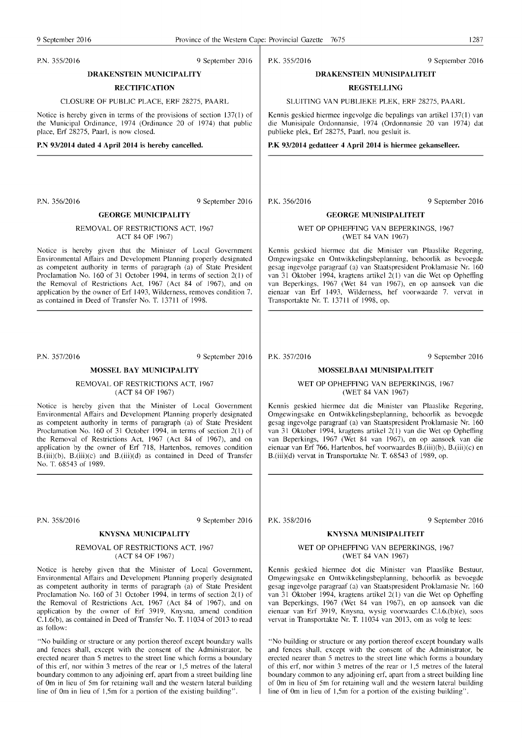P.N. 355/2016 9 September 2016

## DRAKENSTEIN MUNICIPALITY

### RECTIFICATION

CLOSURE OF PUBLIC PLACE, ERF 28275, PAARL

Notice is hereby given in terms of the provisions of section 137(1) of the Municipal Ordinance, 1974 (Ordinance 20 of 1974) that public place, Erf 28275, Paarl, is now closed.

**P.N 93/2014 dated 4 April 2014 is hereby cancelled.**

P.K. 355/2016 9 September 2016

## DRAKENSTEIN MUNISIPALITEIT

### REGSTELLING

SLUITING VAN PUBLIEKE PLEK, ERF 28275, PAARL

Kennis geskied hiermee ingevolge die bepalings van artikel 137(1) van die Munisipale Ordonnansie, 1974 (Ordonnansie 20 van 1974) dat publieke plek, Erf 28275, Paarl, nou gesluit is.

**P.K 93/2014 gedatteer 4 April 2014 is hiermee gekanselleer.**

P.N. 356/2016 9 September 2016

## GEORGE MUNICIPALITY

REMOVAL OF RESTRICTIONS ACT, 1967
ACT 84 OF 1967)

Notice is hereby given that the Minister of Local Government Environmental Affairs and Development Planning properly designated as competent authority in terms of paragraph (a) of State President Proclamation No. 160 of 31 October 1994, in terms of section 2(1) of the Removal of Restrictions Act, 1967 (Act 84 of 1967), and on application by the owner of Erf 1493, Wilderness, removes condition 7. as contained in Deed of Transfer No. T. 13711 of 1998.

P.K. 356/2016 9 September 2016

## GEORGE MUNISIPALITEIT

WET OP OPHEFFING VAN BEPERKINGS, 1967
(WET 84 VAN 1967)

Kennis geskied hiermee dat die Minister van Plaaslike Regering, Omgewingsake en Ontwikkelingsbeplanning, behoorlik as bevoegde gesag ingevolge paragraaf (a) van Staatspresident Proklamasie Nr. 160 van 31 Oktober 1994, kragtens artikel 2(1) van die Wet op Opheffing van Beperkings, 1967 (Wet 84 van 1967), en op aansoek van die eienaar van Erf 1493, Wilderness, hef voorwaarde 7. vervat in Transportakte Nr. T. 13711 of 1998, op.

P.N. 357/2016 9 September 2016

## MOSSEL BAY MUNICIPALITY

REMOVAL OF RESTRICTIONS ACT, 1967
(ACT 84 OF 1967)

Notice is hereby given that the Minister of Local Government Environmental Affairs and Development Planning properly designated as competent authority in terms of paragraph (a) of State President Proclamation No. 160 of 31 October 1994, in terms of section 2(1) of the Removal of Restrictions Act, 1967 (Act 84 of 1967), and on application by the owner of Erf 718, Hartenbos, removes condition B.(iii)(b), B.(iii)(c) and B.(iii)(d) as contained in Deed of Transfer No. T. 68543 of 1989.

P.K. 357/2016 9 September 2016

## MOSSELBAAI MUNISIPALITEIT

WET OP OPHEFFING VAN BEPERKINGS, 1967
(WET 84 VAN 1967)

Kennis geskied hiermee dat die Minister van Plaaslike Regering, Omgewingsake en Ontwikkelingsbeplanning, behoorlik as bevoegde gesag ingevolge paragraaf (a) van Staatspresident Proklamasie Nr. 160 van 31 Oktober 1994, kragtens artikel 2(1) van die Wet op Opheffing van Beperkings, 1967 (Wet 84 van 1967), en op aansoek van die eienaar van Erf 766, Hartenbos, hef voorwaardes B.(iii)(b), B.(iii)(c) en B.(iii)(d) vervat in Transportakte Nr. T. 68543 of 1989, op.

P.N. 358/2016 9 September 2016

## KNYSNA MUNICIPALITY

REMOVAL OF RESTRICTIONS ACT, 1967
(ACT 84 OF 1967)

Notice is hereby given that the Minister of Local Government, Environmental Affairs and Development Planning properly designated as competent authority in terms of paragraph (a) of State President Proclamation No. 160 of 31 October 1994, in terms of section 2(1) of the Removal of Restrictions Act, 1967 (Act 84 of 1967), and on application by the owner of Erf 3919, Knysna, amend condition C.1.6(b), as contained in Deed of Transfer No. T. 11034 of 2013 to read as follow:

"No building or structure or any portion thereof except boundary walls and fences shall, except with the consent of the Administrator, be erected nearer than 5 metres to the street line which forms a boundary of this erf, nor within 3 metres of the rear or 1,5 metres of the lateral boundary common to any adjoining erf, apart from a street building line of 0m in lieu of 5m for retaining wall and the western lateral building line of 0m in lieu of 1,5m for a portion of the existing building".

P.K. 358/2016 9 September 2016

## KNYSNA MUNISIPALITEIT

WET OP OPHEFFING VAN BEPERKINGS, 1967
(WET 84 VAN 1967)

Kennis geskied hiermee dot die Minister van Plaaslike Bestuur, Omgewingsake en Ontwikkelingsbeplanning, behoorlik as bevoegde gesag ingevolge paragraaf (a) van Staatspresident Proklamasie Nr. 160 van 31 Oktober 1994, kragtens artikel 2(1) van die Wet op Opheffing van Beperkings, 1967 (Wet 84 van 1967), en op aansoek van die eienaar van Erf 3919, Knysna, wysig voorwaardes C.1.6.(b)(e), soos vervat in Transportakte Nr. T. 11034 van 2013, om as volg te lees:

"No building or structure or any portion thereof except boundary walls and fences shall, except with the consent of the Administrator, be erected nearer than 5 metres to the street line which forms a boundary of this erf, nor within 3 metres of the rear or 1,5 metres of the lateral boundary common to any adjoining erf, apart from a street building line of 0m in lieu of 5m for retaining wall and the western lateral building line of 0m in lieu of 1,5m for a portion of the existing building".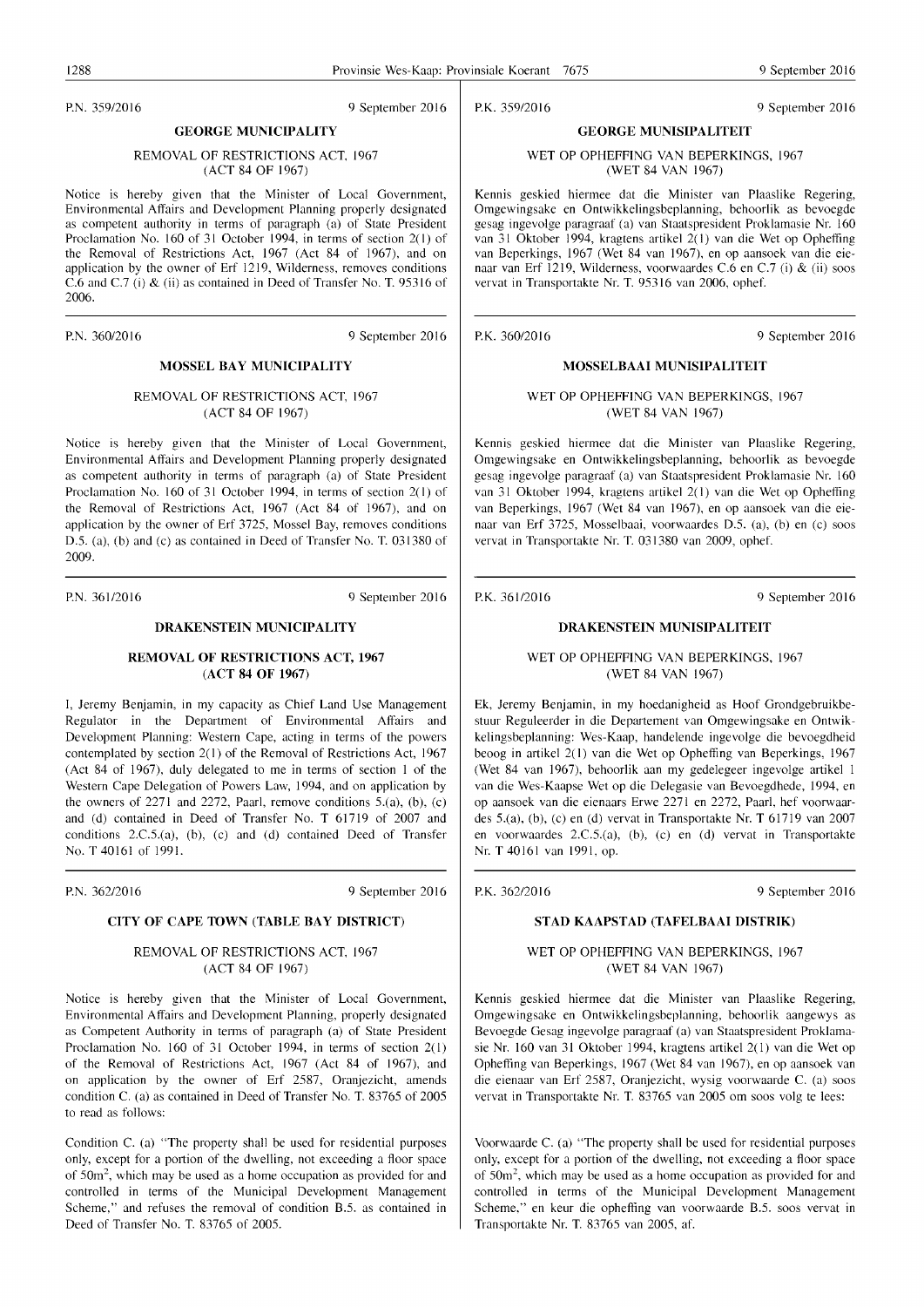P.N. 359/2016 9 September 2016

## GEORGE MUNICIPALITY

REMOVAL OF RESTRICTIONS ACT, 1967
(ACT 84 OF 1967)

Notice is hereby given that the Minister of Local Government, Environmental Affairs and Development Planning properly designated as competent authority in terms of paragraph (a) of State President Proclamation No. 160 of 31 October 1994, in terms of section 2(1) of the Removal of Restrictions Act, 1967 (Act 84 of 1967), and on application by the owner of Erf 1219, Wilderness, removes conditions C.6 and C.7 (i) & (ii) as contained in Deed of Transfer No. T. 95316 of 2006.

---

P.N. 360/2016 9 September 2016

## MOSSEL BAY MUNICIPALITY

REMOVAL OF RESTRICTIONS ACT, 1967
(ACT 84 OF 1967)

Notice is hereby given that the Minister of Local Government, Environmental Affairs and Development Planning properly designated as competent authority in terms of paragraph (a) of State President Proclamation No. 160 of 31 October 1994, in terms of section 2(1) of the Removal of Restrictions Act, 1967 (Act 84 of 1967), and on application by the owner of Erf 3725, Mossel Bay, removes conditions D.5. (a), (b) and (c) as contained in Deed of Transfer No. T. 031380 of 2009.

---

P.N. 361/2016 9 September 2016

## DRAKENSTEIN MUNICIPALITY

**REMOVAL OF RESTRICTIONS ACT, 1967
(ACT 84 OF 1967)**

I, Jeremy Benjamin, in my capacity as Chief Land Use Management Regulator in the Department of Environmental Affairs and Development Planning: Western Cape, acting in terms of the powers contemplated by section 2(1) of the Removal of Restrictions Act, 1967 (Act 84 of 1967), duly delegated to me in terms of section 1 of the Western Cape Delegation of Powers Law, 1994, and on application by the owners of 2271 and 2272, Paarl, remove conditions 5.(a), (b), (c) and (d) contained in Deed of Transfer No. T 61719 of 2007 and conditions 2.C.5.(a), (b), (c) and (d) contained Deed of Transfer No. T 40161 of 1991.

---

P.N. 362/2016 9 September 2016

## CITY OF CAPE TOWN (TABLE BAY DISTRICT)

REMOVAL OF RESTRICTIONS ACT, 1967
(ACT 84 OF 1967)

Notice is hereby given that the Minister of Local Government, Environmental Affairs and Development Planning, properly designated as Competent Authority in terms of paragraph (a) of State President Proclamation No. 160 of 31 October 1994, in terms of section 2(1) of the Removal of Restrictions Act, 1967 (Act 84 of 1967), and on application by the owner of Erf 2587, Oranjezicht, amends condition C. (a) as contained in Deed of Transfer No. T. 83765 of 2005 to read as follows:

Condition C. (a) "The property shall be used for residential purposes only, except for a portion of the dwelling, not exceeding a floor space of 50m$^2$, which may be used as a home occupation as provided for and controlled in terms of the Municipal Development Management Scheme," and refuses the removal of condition B.5. as contained in Deed of Transfer No. T. 83765 of 2005.

---

P.K. 359/2016 9 September 2016

## GEORGE MUNISIPALITEIT

WET OP OPHEFFING VAN BEPERKINGS, 1967
(WET 84 VAN 1967)

Kennis geskied hiermee dat die Minister van Plaaslike Regering, Omgewingsake en Ontwikkelingsbeplanning, behoorlik as bevoegde gesag ingevolge paragraaf (a) van Staatspresident Proklamasie Nr. 160 van 31 Oktober 1994, kragtens artikel 2(1) van die Wet op Opheffing van Beperkings, 1967 (Wet 84 van 1967), en op aansoek van die eienaar van Erf 1219, Wilderness, voorwaardes C.6 en C.7 (i) & (ii) soos vervat in Transportakte Nr. T. 95316 van 2006, ophef.

---

P.K. 360/2016 9 September 2016

## MOSSELBAAI MUNISIPALITEIT

WET OP OPHEFFING VAN BEPERKINGS, 1967
(WET 84 VAN 1967)

Kennis geskied hiermee dat die Minister van Plaaslike Regering, Omgewingsake en Ontwikkelingsbeplanning, behoorlik as bevoegde gesag ingevolge paragraaf (a) van Staatspresident Proklamasie Nr. 160 van 31 Oktober 1994, kragtens artikel 2(1) van die Wet op Opheffing van Beperkings, 1967 (Wet 84 van 1967), en op aansoek van die eienaar van Erf 3725, Mosselbaai, voorwaardes D.5. (a), (b) en (c) soos vervat in Transportakte Nr. T. 031380 van 2009, ophef.

---

P.K. 361/2016 9 September 2016

## DRAKENSTEIN MUNISIPALITEIT

WET OP OPHEFFING VAN BEPERKINGS, 1967
(WET 84 VAN 1967)

Ek, Jeremy Benjamin, in my hoedanigheid as Hoof Grondgebruikbestuur Reguleerder in die Departement van Omgewingsake en Ontwikkelingsbeplanning: Wes-Kaap, handelende ingevolge die bevoegdheid beoog in artikel 2(1) van die Wet op Opheffing van Beperkings, 1967 (Wet 84 van 1967), behoorlik aan my gedelegeer ingevolge artikel 1 van die Wes-Kaapse Wet op die Delegasie van Bevoegdhede, 1994, en op aansoek van die eienaars Erwe 2271 en 2272, Paarl, hef voorwaardes 5.(a), (b), (c) en (d) vervat in Transportakte Nr. T 61719 van 2007 en voorwaardes 2.C.5.(a), (b), (c) en (d) vervat in Transportakte Nr. T 40161 van 1991, op.

---

P.K. 362/2016 9 September 2016

## STAD KAAPSTAD (TAFELBAAI DISTRIK)

WET OP OPHEFFING VAN BEPERKINGS, 1967
(WET 84 VAN 1967)

Kennis geskied hiermee dat die Minister van Plaaslike Regering, Omgewingsake en Ontwikkelingsbeplanning, behoorlik aangewys as Bevoegde Gesag ingevolge paragraaf (a) van Staatspresident Proklamasie Nr. 160 van 31 Oktober 1994, kragtens artikel 2(1) van die Wet op Opheffing van Beperkings, 1967 (Wet 84 van 1967), en op aansoek van die eienaar van Erf 2587, Oranjezicht, wysig voorwaarde C. (a) soos vervat in Transportakte Nr. T. 83765 van 2005 om soos volg te lees:

Voorwaarde C. (a) "The property shall be used for residential purposes only, except for a portion of the dwelling, not exceeding a floor space of 50m$^2$, which may be used as a home occupation as provided for and controlled in terms of the Municipal Development Management Scheme," en keur die opheffing van voorwaarde B.5. soos vervat in Transportakte Nr. T. 83765 van 2005, af.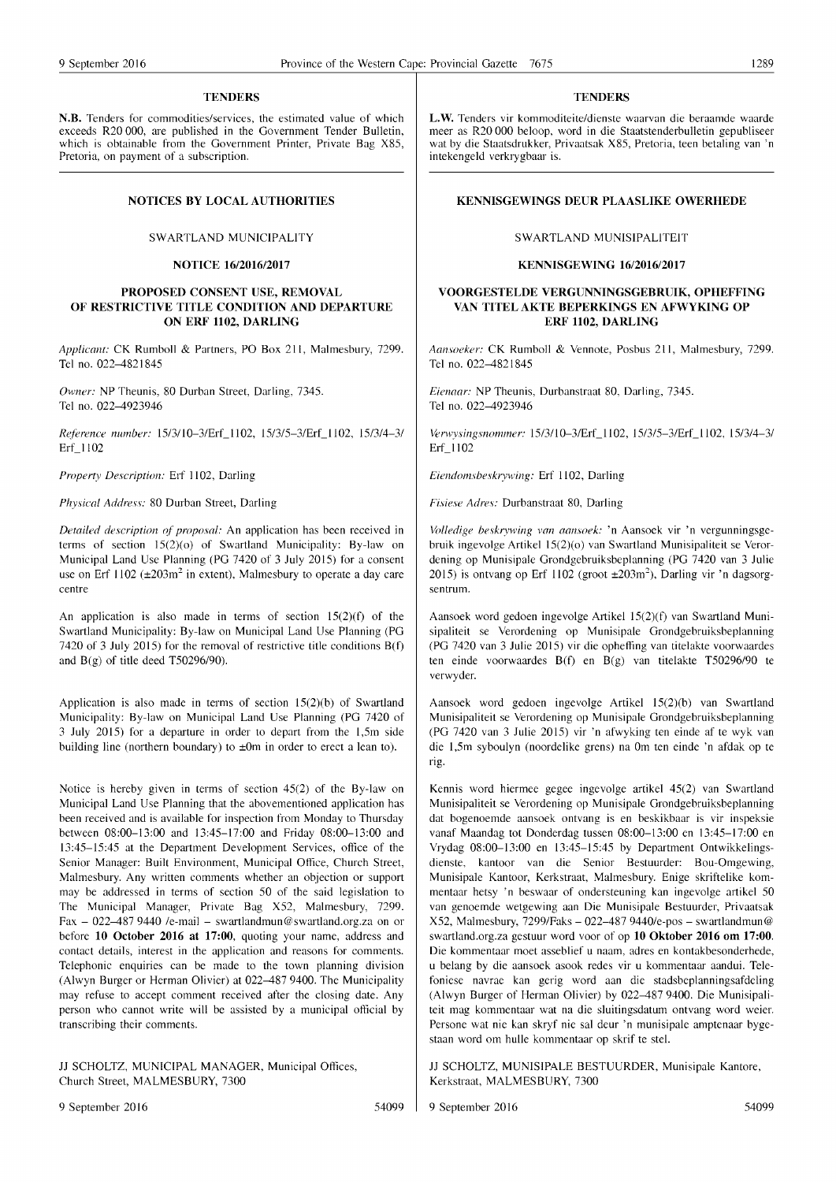## TENDERS

**N.B.** Tenders for commodities/services, the estimated value of which exceeds R20 000, are published in the Government Tender Bulletin, which is obtainable from the Government Printer, Private Bag X85, Pretoria, on payment of a subscription.

## NOTICES BY LOCAL AUTHORITIES

SWARTLAND MUNICIPALITY

**NOTICE 16/2016/2017**

### PROPOSED CONSENT USE, REMOVAL OF RESTRICTIVE TITLE CONDITION AND DEPARTURE ON ERF 1102, DARLING

*Applicant:* CK Rumboll & Partners, PO Box 211, Malmesbury, 7299. Tel no. 022–4821845

*Owner:* NP Theunis, 80 Durban Street, Darling, 7345. Tel no. 022–4923946

*Reference number:* 15/3/10–3/Erf_1102, 15/3/5–3/Erf_1102, 15/3/4–3/Erf_1102

*Property Description:* Erf 1102, Darling

*Physical Address:* 80 Durban Street, Darling

*Detailed description of proposal:* An application has been received in terms of section 15(2)(o) of Swartland Municipality: By-law on Municipal Land Use Planning (PG 7420 of 3 July 2015) for a consent use on Erf 1102 (±203m$^2$ in extent), Malmesbury to operate a day care centre

An application is also made in terms of section 15(2)(f) of the Swartland Municipality: By-law on Municipal Land Use Planning (PG 7420 of 3 July 2015) for the removal of restrictive title conditions B(f) and B(g) of title deed T50296/90).

Application is also made in terms of section 15(2)(b) of Swartland Municipality: By-law on Municipal Land Use Planning (PG 7420 of 3 July 2015) for a departure in order to depart from the 1,5m side building line (northern boundary) to ±0m in order to erect a lean to).

Notice is hereby given in terms of section 45(2) of the By-law on Municipal Land Use Planning that the abovementioned application has been received and is available for inspection from Monday to Thursday between 08:00–13:00 and 13:45–17:00 and Friday 08:00–13:00 and 13:45–15:45 at the Department Development Services, office of the Senior Manager: Built Environment, Municipal Office, Church Street, Malmesbury. Any written comments whether an objection or support may be addressed in terms of section 50 of the said legislation to The Municipal Manager, Private Bag X52, Malmesbury, 7299. Fax – 022–487 9440 /e-mail – swartlandmun@swartland.org.za on or before **10 October 2016 at 17:00**, quoting your name, address and contact details, interest in the application and reasons for comments. Telephonic enquiries can be made to the town planning division (Alwyn Burger or Herman Olivier) at 022–487 9400. The Municipality may refuse to accept comment received after the closing date. Any person who cannot write will be assisted by a municipal official by transcribing their comments.

JJ SCHOLTZ, MUNICIPAL MANAGER, Municipal Offices, Church Street, MALMESBURY, 7300

9 September 2016 54099

## TENDERS

**L.W.** Tenders vir kommoditeite/dienste waarvan die beraamde waarde meer as R20 000 beloop, word in die Staatstenderbulletin gepubliseer wat by die Staatsdrukker, Privaatsak X85, Pretoria, teen betaling van 'n intekengeld verkrygbaar is.

## KENNISGEWINGS DEUR PLAASLIKE OWERHEDE

SWARTLAND MUNISIPALITEIT

**KENNISGEWING 16/2016/2017**

### VOORGESTELDE VERGUNNINGSGEBRUIK, OPHEFFING VAN TITEL AKTE BEPERKINGS EN AFWYKING OP ERF 1102, DARLING

*Aansoeker:* CK Rumboll & Vennote, Posbus 211, Malmesbury, 7299. Tel no. 022–4821845

*Eienaar:* NP Theunis, Durbanstraat 80, Darling, 7345. Tel no. 022–4923946

*Verwysingsnommer:* 15/3/10–3/Erf_1102, 15/3/5–3/Erf_1102, 15/3/4–3/Erf_1102

*Eiendomsbeskrywing:* Erf 1102, Darling

*Fisiese Adres:* Durbanstraat 80, Darling

*Volledige beskrywing van aansoek:* 'n Aansoek vir 'n vergunningsgebruik ingevolge Artikel 15(2)(o) van Swartland Munisipaliteit se Verordening op Munisipale Grondgebruiksbeplanning (PG 7420 van 3 Julie 2015) is ontvang op Erf 1102 (groot ±203m$^2$), Darling vir 'n dagsorgsentrum.

Aansoek word gedoen ingevolge Artikel 15(2)(f) van Swartland Munisipaliteit se Verordening op Munisipale Grondgebruiksbeplanning (PG 7420 van 3 Julie 2015) vir die opheffing van titelakte voorwaardes ten einde voorwaardes B(f) en B(g) van titelakte T50296/90 te verwyder.

Aansoek word gedoen ingevolge Artikel 15(2)(b) van Swartland Munisipaliteit se Verordening op Munisipale Grondgebruiksbeplanning (PG 7420 van 3 Julie 2015) vir 'n afwyking ten einde af te wyk van die 1,5m syboulyn (noordelike grens) na 0m ten einde 'n afdak op te rig.

Kennis word hiermee gegee ingevolge artikel 45(2) van Swartland Munisipaliteit se Verordening op Munisipale Grondgebruiksbeplanning dat bogenoemde aansoek ontvang is en beskikbaar is vir inspeksie vanaf Maandag tot Donderdag tussen 08:00–13:00 en 13:45–17:00 en Vrydag 08:00–13:00 en 13:45–15:45 by Department Ontwikkelingsdienste, kantoor van die Senior Bestuurder: Bou-Omgewing, Munisipale Kantoor, Kerkstraat, Malmesbury. Enige skriftelike kommentaar hetsy 'n beswaar of ondersteuning kan ingevolge artikel 50 van genoemde wetgewing aan Die Munisipale Bestuurder, Privaatsak X52, Malmesbury, 7299/Faks – 022–487 9440/e-pos – swartlandmun@swartland.org.za gestuur word voor of op **10 Oktober 2016 om 17:00**. Die kommentaar moet asseblief u naam, adres en kontakbesonderhede, u belang by die aansoek asook redes vir u kommentaar aandui. Telefoniese navrae kan gerig word aan die stadsbeplanningsafdeling (Alwyn Burger of Herman Olivier) by 022–487 9400. Die Munisipaliteit mag kommentaar wat na die sluitingsdatum ontvang word weier. Persone wat nie kan skryf nie sal deur 'n munisipale amptenaar bygestaan word om hulle kommentaar op skrif te stel.

JJ SCHOLTZ, MUNISIPALE BESTUURDER, Munisipale Kantore, Kerkstraat, MALMESBURY, 7300

9 September 2016 54099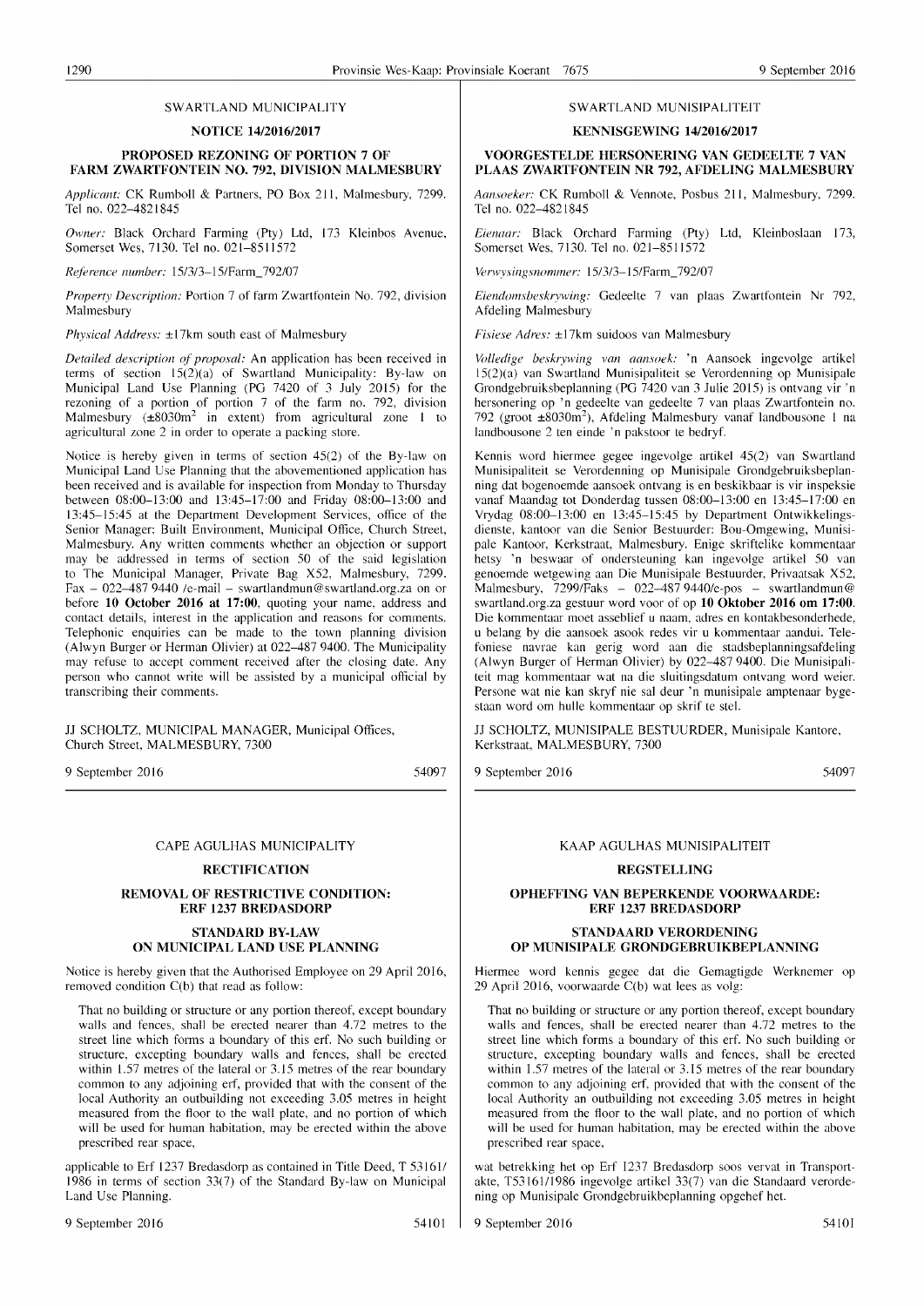## SWARTLAND MUNICIPALITY

### NOTICE 14/2016/2017

### PROPOSED REZONING OF PORTION 7 OF FARM ZWARTFONTEIN NO. 792, DIVISION MALMESBURY

*Applicant:* CK Rumboll & Partners, PO Box 211, Malmesbury, 7299. Tel no. 022–4821845

*Owner:* Black Orchard Farming (Pty) Ltd, 173 Kleinbos Avenue, Somerset Wes, 7130. Tel no. 021–8511572

*Reference number:* 15/3/3–15/Farm_792/07

*Property Description:* Portion 7 of farm Zwartfontein No. 792, division Malmesbury

*Physical Address:* ±17km south east of Malmesbury

*Detailed description of proposal:* An application has been received in terms of section 15(2)(a) of Swartland Municipality: By-law on Municipal Land Use Planning (PG 7420 of 3 July 2015) for the rezoning of a portion of portion 7 of the farm no. 792, division Malmesbury (±8030m$^2$ in extent) from agricultural zone 1 to agricultural zone 2 in order to operate a packing store.

Notice is hereby given in terms of section 45(2) of the By-law on Municipal Land Use Planning that the abovementioned application has been received and is available for inspection from Monday to Thursday between 08:00–13:00 and 13:45–17:00 and Friday 08:00–13:00 and 13:45–15:45 at the Department Development Services, office of the Senior Manager: Built Environment, Municipal Office, Church Street, Malmesbury. Any written comments whether an objection or support may be addressed in terms of section 50 of the said legislation to The Municipal Manager, Private Bag X52, Malmesbury, 7299. Fax – 022–487 9440 /e-mail – swartlandmun@swartland.org.za on or before **10 October 2016 at 17:00**, quoting your name, address and contact details, interest in the application and reasons for comments. Telephonic enquiries can be made to the town planning division (Alwyn Burger or Herman Olivier) at 022–487 9400. The Municipality may refuse to accept comment received after the closing date. Any person who cannot write will be assisted by a municipal official by transcribing their comments.

JJ SCHOLTZ, MUNICIPAL MANAGER, Municipal Offices, Church Street, MALMESBURY, 7300

9 September 2016 54097

## SWARTLAND MUNISIPALITEIT

### KENNISGEWING 14/2016/2017

### VOORGESTELDE HERSONERING VAN GEDEELTE 7 VAN PLAAS ZWARTFONTEIN NR 792, AFDELING MALMESBURY

*Aansoeker:* CK Rumboll & Vennote, Posbus 211, Malmesbury, 7299. Tel no. 022–4821845

*Eienaar:* Black Orchard Farming (Pty) Ltd, Kleinboslaan 173, Somerset Wes, 7130. Tel no. 021–8511572

*Verwysingsnommer:* 15/3/3–15/Farm_792/07

*Eiendomsbeskrywing:* Gedeelte 7 van plaas Zwartfontein Nr 792, Afdeling Malmesbury

*Fisiese Adres:* ±17km suidoos van Malmesbury

*Volledige beskrywing van aansoek:* 'n Aansoek ingevolge artikel 15(2)(a) van Swartland Munisipaliteit se Verordenning op Munisipale Grondgebruiksbeplanning (PG 7420 van 3 Julie 2015) is ontvang vir 'n hersonering op 'n gedeelte van gedeelte 7 van plaas Zwartfontein no. 792 (groot ±8030m$^2$), Afdeling Malmesbury vanaf landbousone 1 na landbousone 2 ten einde 'n pakstoor te bedryf.

Kennis word hiermee gegee ingevolge artikel 45(2) van Swartland Munisipaliteit se Verordenning op Munisipale Grondgebruiksbeplanning dat bogenoemde aansoek ontvang is en beskikbaar is vir inspeksie vanaf Maandag tot Donderdag tussen 08:00–13:00 en 13:45–17:00 en Vrydag 08:00–13:00 en 13:45–15:45 by Department Ontwikkelingsdienste, kantoor van die Senior Bestuurder: Bou-Omgewing, Munisipale Kantoor, Kerkstraat, Malmesbury. Enige skriftelike kommentaar hetsy 'n beswaar of ondersteuning kan ingevolge artikel 50 van genoemde wetgewing aan Die Munisipale Bestuurder, Privaatsak X52, Malmesbury, 7299/Faks – 022–487 9440/e-pos – swartlandmun@swartland.org.za gestuur word voor of op **10 Oktober 2016 om 17:00**. Die kommentaar moet asseblief u naam, adres en kontakbesonderhede, u belang by die aansoek asook redes vir u kommentaar aandui. Telefoniese navrae kan gerig word aan die stadsbeplanningsafdeling (Alwyn Burger of Herman Olivier) by 022–487 9400. Die Munisipaliteit mag kommentaar wat na die sluitingsdatum ontvang word weier. Persone wat nie kan skryf nie sal deur 'n munisipale amptenaar bygestaan word om hulle kommentaar op skrif te stel.

JJ SCHOLTZ, MUNISIPALE BESTUURDER, Munisipale Kantore, Kerkstraat, MALMESBURY, 7300

9 September 2016 54097

## CAPE AGULHAS MUNICIPALITY

### RECTIFICATION

### REMOVAL OF RESTRICTIVE CONDITION: ERF 1237 BREDASDORP

### STANDARD BY-LAW ON MUNICIPAL LAND USE PLANNING

Notice is hereby given that the Authorised Employee on 29 April 2016, removed condition C(b) that read as follow:

> That no building or structure or any portion thereof, except boundary walls and fences, shall be erected nearer than 4.72 metres to the street line which forms a boundary of this erf. No such building or structure, excepting boundary walls and fences, shall be erected within 1.57 metres of the lateral or 3.15 metres of the rear boundary common to any adjoining erf, provided that with the consent of the local Authority an outbuilding not exceeding 3.05 metres in height measured from the floor to the wall plate, and no portion of which will be used for human habitation, may be erected within the above prescribed rear space,

applicable to Erf 1237 Bredasdorp as contained in Title Deed, T 53161/1986 in terms of section 33(7) of the Standard By-law on Municipal Land Use Planning.

9 September 2016 54101

## KAAP AGULHAS MUNISIPALITEIT

### REGSTELLING

### OPHEFFING VAN BEPERKENDE VOORWAARDE: ERF 1237 BREDASDORP

### STANDAARD VERORDENING OP MUNISIPALE GRONDGEBRUIKBEPLANNING

Hiermee word kennis gegee dat die Gemagtigde Werknemer op 29 April 2016, voorwaarde C(b) wat lees as volg:

> That no building or structure or any portion thereof, except boundary walls and fences, shall be erected nearer than 4.72 metres to the street line which forms a boundary of this erf. No such building or structure, excepting boundary walls and fences, shall be erected within 1.57 metres of the lateral or 3.15 metres of the rear boundary common to any adjoining erf, provided that with the consent of the local Authority an outbuilding not exceeding 3.05 metres in height measured from the floor to the wall plate, and no portion of which will be used for human habitation, may be erected within the above prescribed rear space,

wat betrekking het op Erf 1237 Bredasdorp soos vervat in Transportakte, T53161/1986 ingevolge artikel 33(7) van die Standaard verordening op Munisipale Grondgebruikbeplanning opgehef het.

9 September 2016 54101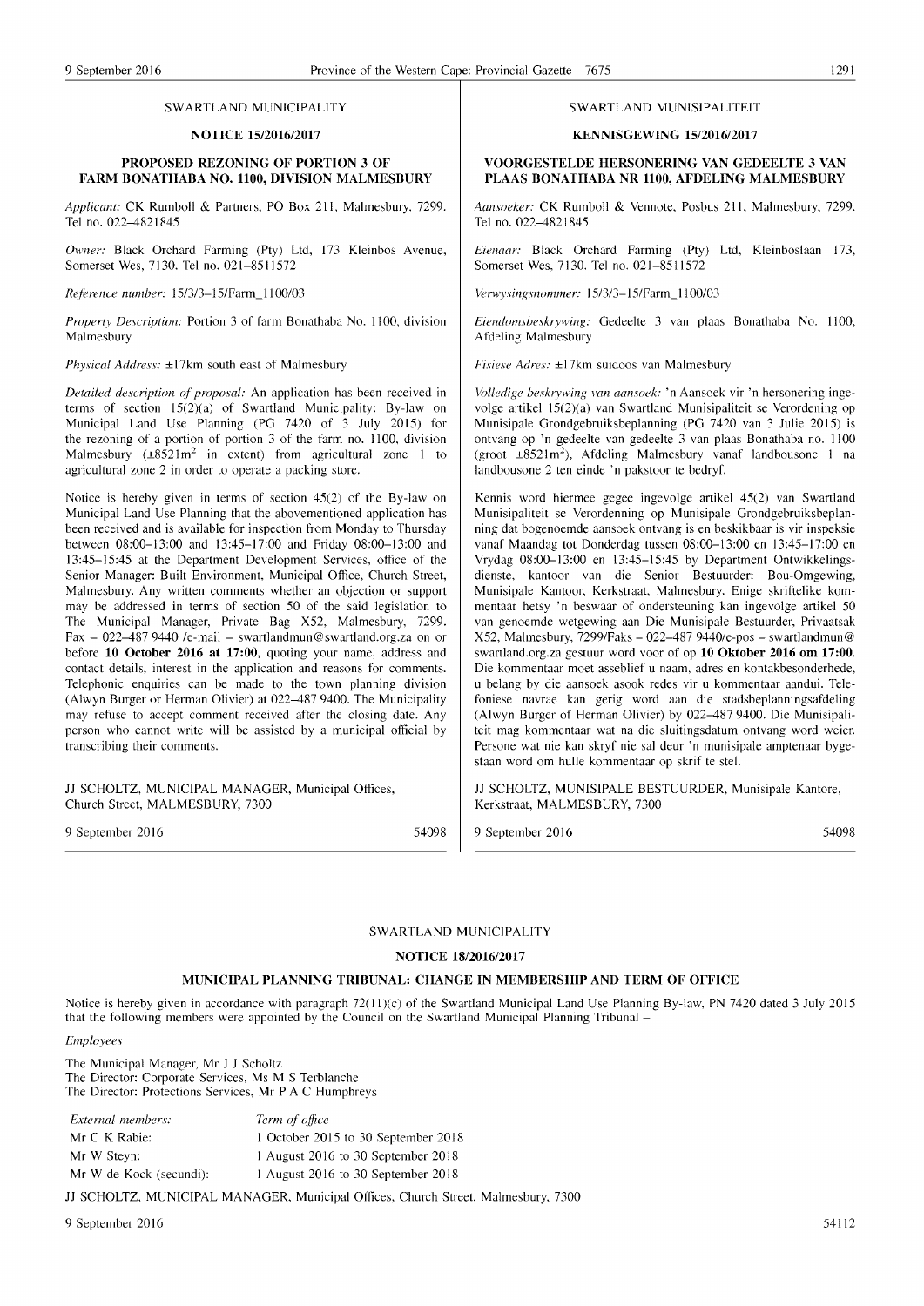SWARTLAND MUNICIPALITY

**NOTICE 15/2016/2017**

**PROPOSED REZONING OF PORTION 3 OF FARM BONATHABA NO. 1100, DIVISION MALMESBURY**

*Applicant:* CK Rumboll & Partners, PO Box 211, Malmesbury, 7299. Tel no. 022–4821845

*Owner:* Black Orchard Farming (Pty) Ltd, 173 Kleinbos Avenue, Somerset Wes, 7130. Tel no. 021–8511572

*Reference number:* 15/3/3–15/Farm_1100/03

*Property Description:* Portion 3 of farm Bonathaba No. 1100, division Malmesbury

*Physical Address:* ±17km south east of Malmesbury

*Detailed description of proposal:* An application has been received in terms of section 15(2)(a) of Swartland Municipality: By-law on Municipal Land Use Planning (PG 7420 of 3 July 2015) for the rezoning of a portion of portion 3 of the farm no. 1100, division Malmesbury (±8521m$^2$ in extent) from agricultural zone 1 to agricultural zone 2 in order to operate a packing store.

Notice is hereby given in terms of section 45(2) of the By-law on Municipal Land Use Planning that the abovementioned application has been received and is available for inspection from Monday to Thursday between 08:00–13:00 and 13:45–17:00 and Friday 08:00–13:00 and 13:45–15:45 at the Department Development Services, office of the Senior Manager: Built Environment, Municipal Office, Church Street, Malmesbury. Any written comments whether an objection or support may be addressed in terms of section 50 of the said legislation to The Municipal Manager, Private Bag X52, Malmesbury, 7299. Fax – 022–487 9440 /e-mail – swartlandmun@swartland.org.za on or before **10 October 2016 at 17:00**, quoting your name, address and contact details, interest in the application and reasons for comments. Telephonic enquiries can be made to the town planning division (Alwyn Burger or Herman Olivier) at 022–487 9400. The Municipality may refuse to accept comment received after the closing date. Any person who cannot write will be assisted by a municipal official by transcribing their comments.

JJ SCHOLTZ, MUNICIPAL MANAGER, Municipal Offices, Church Street, MALMESBURY, 7300

9 September 2016 54098

SWARTLAND MUNISIPALITEIT

**KENNISGEWING 15/2016/2017**

**VOORGESTELDE HERSONERING VAN GEDEELTE 3 VAN PLAAS BONATHABA NR 1100, AFDELING MALMESBURY**

*Aansoeker:* CK Rumboll & Vennote, Posbus 211, Malmesbury, 7299. Tel no. 022–4821845

*Eienaar:* Black Orchard Farming (Pty) Ltd, Kleinboslaan 173, Somerset Wes, 7130. Tel no. 021–8511572

*Verwysingsnommer:* 15/3/3–15/Farm_1100/03

*Eiendomsbeskrywing:* Gedeelte 3 van plaas Bonathaba No. 1100, Afdeling Malmesbury

*Fisiese Adres:* ±17km suidoos van Malmesbury

*Volledige beskrywing van aansoek:* 'n Aansoek vir 'n hersonering ingevolge artikel 15(2)(a) van Swartland Munisipaliteit se Verordening op Munisipale Grondgebruiksbeplanning (PG 7420 van 3 Julie 2015) is ontvang op 'n gedeelte van gedeelte 3 van plaas Bonathaba no. 1100 (groot ±8521m$^2$), Afdeling Malmesbury vanaf landbousone 1 na landbousone 2 ten einde 'n pakstoor te bedryf.

Kennis word hiermee gegee ingevolge artikel 45(2) van Swartland Munisipaliteit se Verordenning op Munisipale Grondgebruiksbeplanning dat bogenoemde aansoek ontvang is en beskikbaar is vir inspeksie vanaf Maandag tot Donderdag tussen 08:00–13:00 en 13:45–17:00 en Vrydag 08:00–13:00 en 13:45–15:45 by Department Ontwikkelingsdienste, kantoor van die Senior Bestuurder: Bou-Omgewing, Munisipale Kantoor, Kerkstraat, Malmesbury. Enige skriftelike kommentaar hetsy 'n beswaar of ondersteuning kan ingevolge artikel 50 van genoemde wetgewing aan Die Munisipale Bestuurder, Privaatsak X52, Malmesbury, 7299/Faks – 022–487 9440/e-pos – swartlandmun@swartland.org.za gestuur word voor of op **10 Oktober 2016 om 17:00**. Die kommentaar moet asseblief u naam, adres en kontakbesonderhede, u belang by die aansoek asook redes vir u kommentaar aandui. Telefoniese navrae kan gerig word aan die stadsbeplanningsafdeling (Alwyn Burger of Herman Olivier) by 022–487 9400. Die Munisipaliteit mag kommentaar wat na die sluitingsdatum ontvang word weier. Persone wat nie kan skryf nie sal deur 'n munisipale amptenaar bygestaan word om hulle kommentaar op skrif te stel.

JJ SCHOLTZ, MUNISIPALE BESTUURDER, Munisipale Kantore, Kerkstraat, MALMESBURY, 7300

9 September 2016 54098

SWARTLAND MUNICIPALITY

**NOTICE 18/2016/2017**

**MUNICIPAL PLANNING TRIBUNAL: CHANGE IN MEMBERSHIP AND TERM OF OFFICE**

Notice is hereby given in accordance with paragraph 72(11)(c) of the Swartland Municipal Land Use Planning By-law, PN 7420 dated 3 July 2015 that the following members were appointed by the Council on the Swartland Municipal Planning Tribunal –

*Employees*

The Municipal Manager, Mr J J Scholtz
The Director: Corporate Services, Ms M S Terblanche
The Director: Protections Services, Mr P A C Humphreys

| *External members:* | *Term of office* |
|---|---|
| Mr C K Rabie: | 1 October 2015 to 30 September 2018 |
| Mr W Steyn: | 1 August 2016 to 30 September 2018 |
| Mr W de Kock (secundi): | 1 August 2016 to 30 September 2018 |

JJ SCHOLTZ, MUNICIPAL MANAGER, Municipal Offices, Church Street, Malmesbury, 7300

9 September 2016 54112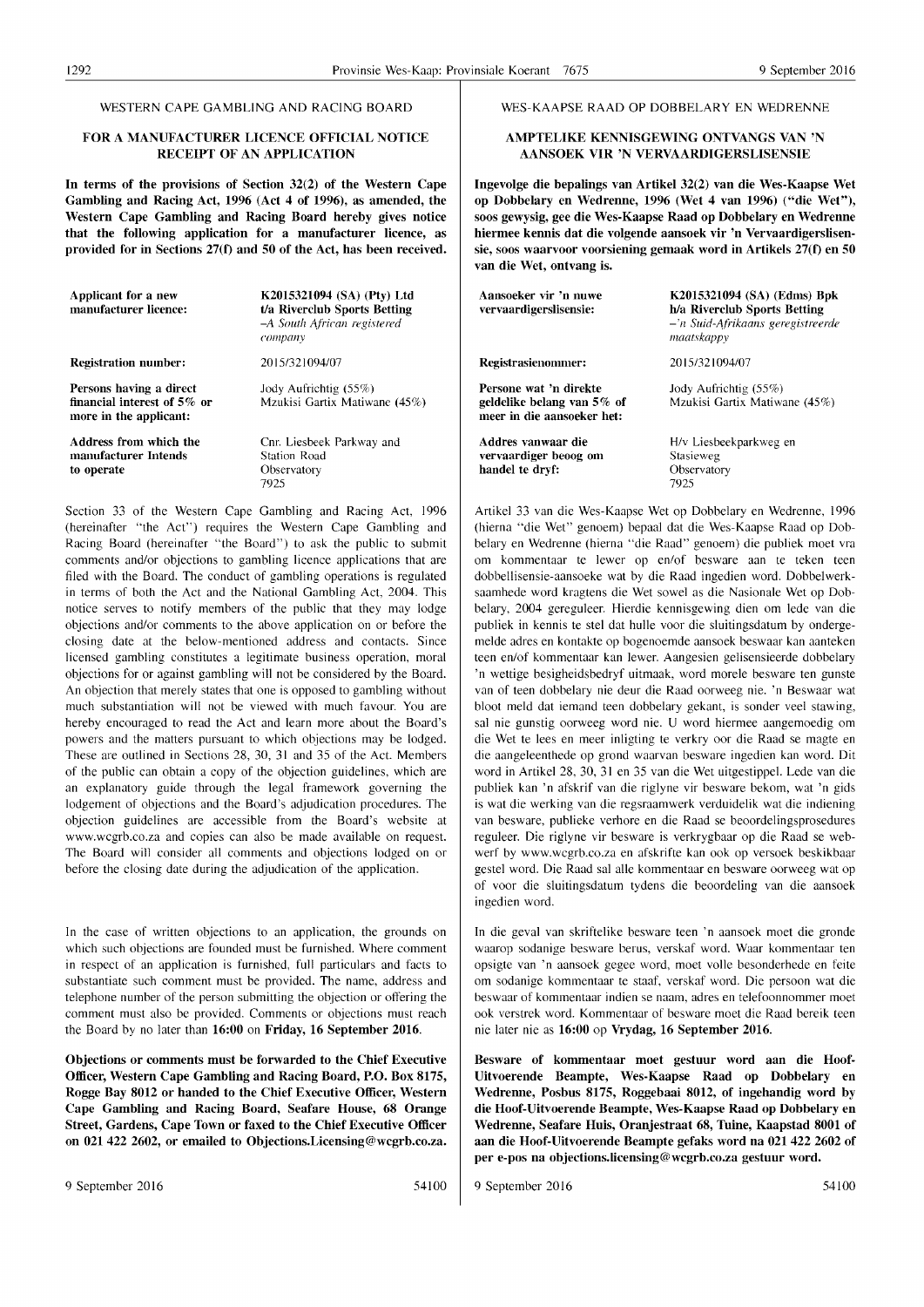## WESTERN CAPE GAMBLING AND RACING BOARD

### FOR A MANUFACTURER LICENCE OFFICIAL NOTICE RECEIPT OF AN APPLICATION

**In terms of the provisions of Section 32(2) of the Western Cape Gambling and Racing Act, 1996 (Act 4 of 1996), as amended, the Western Cape Gambling and Racing Board hereby gives notice that the following application for a manufacturer licence, as provided for in Sections 27(f) and 50 of the Act, has been received.**

| | |
|---|---|
| **Applicant for a new manufacturer licence:** | **K2015321094 (SA) (Pty) Ltd t/a Riverclub Sports Betting** *–A South African registered company* |
| **Registration number:** | 2015/321094/07 |
| **Persons having a direct financial interest of 5% or more in the applicant:** | Jody Aufrichtig (55%) Mzukisi Gartix Matiwane (45%) |
| **Address from which the manufacturer Intends to operate** | Cnr. Liesbeek Parkway and Station Road Observatory 7925 |

Section 33 of the Western Cape Gambling and Racing Act, 1996 (hereinafter "the Act") requires the Western Cape Gambling and Racing Board (hereinafter "the Board") to ask the public to submit comments and/or objections to gambling licence applications that are filed with the Board. The conduct of gambling operations is regulated in terms of both the Act and the National Gambling Act, 2004. This notice serves to notify members of the public that they may lodge objections and/or comments to the above application on or before the closing date at the below-mentioned address and contacts. Since licensed gambling constitutes a legitimate business operation, moral objections for or against gambling will not be considered by the Board. An objection that merely states that one is opposed to gambling without much substantiation will not be viewed with much favour. You are hereby encouraged to read the Act and learn more about the Board's powers and the matters pursuant to which objections may be lodged. These are outlined in Sections 28, 30, 31 and 35 of the Act. Members of the public can obtain a copy of the objection guidelines, which are an explanatory guide through the legal framework governing the lodgement of objections and the Board's adjudication procedures. The objection guidelines are accessible from the Board's website at www.wcgrb.co.za and copies can also be made available on request. The Board will consider all comments and objections lodged on or before the closing date during the adjudication of the application.

In the case of written objections to an application, the grounds on which such objections are founded must be furnished. Where comment in respect of an application is furnished, full particulars and facts to substantiate such comment must be provided. The name, address and telephone number of the person submitting the objection or offering the comment must also be provided. Comments or objections must reach the Board by no later than **16:00** on **Friday, 16 September 2016**.

**Objections or comments must be forwarded to the Chief Executive Officer, Western Cape Gambling and Racing Board, P.O. Box 8175, Rogge Bay 8012 or handed to the Chief Executive Officer, Western Cape Gambling and Racing Board, Seafare House, 68 Orange Street, Gardens, Cape Town or faxed to the Chief Executive Officer on 021 422 2602, or emailed to Objections.Licensing@wcgrb.co.za.**

9 September 2016 54100

## WES-KAAPSE RAAD OP DOBBELARY EN WEDRENNE

### AMPTELIKE KENNISGEWING ONTVANGS VAN 'N AANSOEK VIR 'N VERVAARDIGERSLISENSIE

**Ingevolge die bepalings van Artikel 32(2) van die Wes-Kaapse Wet op Dobbelary en Wedrenne, 1996 (Wet 4 van 1996) ("die Wet"), soos gewysig, gee die Wes-Kaapse Raad op Dobbelary en Wedrenne hiermee kennis dat die volgende aansoek vir 'n Vervaardigerslisensie, soos waarvoor voorsiening gemaak word in Artikels 27(f) en 50 van die Wet, ontvang is.**

| | |
|---|---|
| **Aansoeker vir 'n nuwe vervaardigerslisensie:** | **K2015321094 (SA) (Edms) Bpk h/a Riverclub Sports Betting** *–'n Suid-Afrikaans geregistreerde maatskappy* |
| **Registrasienommer:** | 2015/321094/07 |
| **Persone wat 'n direkte geldelike belang van 5% of meer in die aansoeker het:** | Jody Aufrichtig (55%) Mzukisi Gartix Matiwane (45%) |
| **Addres vanwaar die vervaardiger beoog om handel te dryf:** | H/v Liesbeekparkweg en Stasieweg Observatory 7925 |

Artikel 33 van die Wes-Kaapse Wet op Dobbelary en Wedrenne, 1996 (hierna "die Wet" genoem) bepaal dat die Wes-Kaapse Raad op Dobbelary en Wedrenne (hierna "die Raad" genoem) die publiek moet vra om kommentaar te lewer op en/of besware aan te teken teen dobbellisensie-aansoeke wat by die Raad ingedien word. Dobbelwerksaamhede word kragtens die Wet sowel as die Nasionale Wet op Dobbelary, 2004 gereguleer. Hierdie kennisgewing dien om lede van die publiek in kennis te stel dat hulle voor die sluitingsdatum by ondergemelde adres en kontakte op bogenoemde aansoek beswaar kan aanteken teen en/of kommentaar kan lewer. Aangesien gelisensieerde dobbelary 'n wettige besigheidsbedryf uitmaak, word morele besware ten gunste van of teen dobbelary nie deur die Raad oorweeg nie. 'n Beswaar wat bloot meld dat iemand teen dobbelary gekant, is sonder veel stawing, sal nie gunstig oorweeg word nie. U word hiermee aangemoedig om die Wet te lees en meer inligting te verkry oor die Raad se magte en die aangeleenthede op grond waarvan besware ingedien kan word. Dit word in Artikel 28, 30, 31 en 35 van die Wet uitgestippel. Lede van die publiek kan 'n afskrif van die riglyne vir besware bekom, wat 'n gids is wat die werking van die regsraamwerk verduidelik wat die indiening van besware, publieke verhore en die Raad se beoordelingsprosedures reguleer. Die riglyne vir besware is verkrygbaar op die Raad se webwerf by www.wcgrb.co.za en afskrifte kan ook op versoek beskikbaar gestel word. Die Raad sal alle kommentaar en besware oorweeg wat op of voor die sluitingsdatum tydens die beoordeling van die aansoek ingedien word.

In die geval van skriftelike besware teen 'n aansoek moet die gronde waarop sodanige besware berus, verskaf word. Waar kommentaar ten opsigte van 'n aansoek gegee word, moet volle besonderhede en feite om sodanige kommentaar te staaf, verskaf word. Die persoon wat die beswaar of kommentaar indien se naam, adres en telefoonnommer moet ook verstrek word. Kommentaar of besware moet die Raad bereik teen nie later nie as **16:00** op **Vrydag, 16 September 2016**.

**Besware of kommentaar moet gestuur word aan die Hoof-Uitvoerende Beampte, Wes-Kaapse Raad op Dobbelary en Wedrenne, Posbus 8175, Roggebaai 8012, of ingehandig word by die Hoof-Uitvoerende Beampte, Wes-Kaapse Raad op Dobbelary en Wedrenne, Seafare Huis, Oranjestraat 68, Tuine, Kaapstad 8001 of aan die Hoof-Uitvoerende Beampte gefaks word na 021 422 2602 of per e-pos na objections.licensing@wcgrb.co.za gestuur word.**

9 September 2016 54100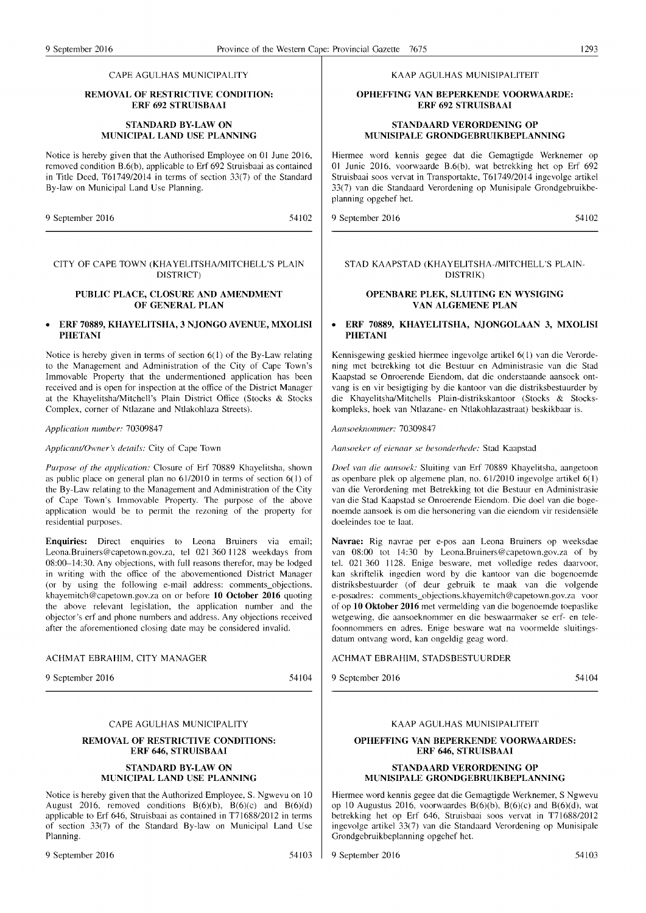CAPE AGULHAS MUNICIPALITY

**REMOVAL OF RESTRICTIVE CONDITION: ERF 692 STRUISBAAI**

**STANDARD BY-LAW ON MUNICIPAL LAND USE PLANNING**

Notice is hereby given that the Authorised Employee on 01 June 2016, removed condition B.6(b), applicable to Erf 692 Struisbaai as contained in Title Deed, T61749/2014 in terms of section 33(7) of the Standard By-law on Municipal Land Use Planning.

9 September 2016 54102

KAAP AGULHAS MUNISIPALITEIT

**OPHEFFING VAN BEPERKENDE VOORWAARDE: ERF 692 STRUISBAAI**

**STANDAARD VERORDENING OP MUNISIPALE GRONDGEBRUIKBEPLANNING**

Hiermee word kennis gegee dat die Gemagtigde Werknemer op 01 Junie 2016, voorwaarde B.6(b), wat betrekking het op Erf 692 Struisbaai soos vervat in Transportakte, T61749/2014 ingevolge artikel 33(7) van die Standaard Verordening op Munisipale Grondgebruikbeplanning opgehef het.

9 September 2016 54102

CITY OF CAPE TOWN (KHAYELITSHA/MITCHELL'S PLAIN DISTRICT)

**PUBLIC PLACE, CLOSURE AND AMENDMENT OF GENERAL PLAN**

- **ERF 70889, KHAYELITSHA, 3 NJONGO AVENUE, MXOLISI PHETANI**

Notice is hereby given in terms of section 6(1) of the By-Law relating to the Management and Administration of the City of Cape Town's Immovable Property that the undermentioned application has been received and is open for inspection at the office of the District Manager at the Khayelitsha/Mitchell's Plain District Office (Stocks & Stocks Complex, corner of Ntlazane and Ntlakohlaza Streets).

*Application number:* 70309847

*Applicant/Owner's details:* City of Cape Town

*Purpose of the application:* Closure of Erf 70889 Khayelitsha, shown as public place on general plan no 61/2010 in terms of section 6(1) of the By-Law relating to the Management and Administration of the City of Cape Town's Immovable Property. The purpose of the above application would be to permit the rezoning of the property for residential purposes.

**Enquiries:** Direct enquiries to Leona Bruiners via email; Leona.Bruiners@capetown.gov.za, tel 021 360 1128 weekdays from 08:00–14:30. Any objections, with full reasons therefor, may be lodged in writing with the office of the abovementioned District Manager (or by using the following e-mail address: comments_objections.khayemitch@capetown.gov.za on or before **10 October 2016** quoting the above relevant legislation, the application number and the objector's erf and phone numbers and address. Any objections received after the aforementioned closing date may be considered invalid.

ACHMAT EBRAHIM, CITY MANAGER

9 September 2016 54104

STAD KAAPSTAD (KHAYELITSHA-/MITCHELL'S PLAIN-DISTRIK)

**OPENBARE PLEK, SLUITING EN WYSIGING VAN ALGEMENE PLAN**

- **ERF 70889, KHAYELITSHA, NJONGOLAAN 3, MXOLISI PHETANI**

Kennisgewing geskied hiermee ingevolge artikel 6(1) van die Verordening met betrekking tot die Bestuur en Administrasie van die Stad Kaapstad se Onroerende Eiendom, dat die onderstaande aansoek ontvang is en vir besigtiging by die kantoor van die distriksbestuurder by die Khayelitsha/Mitchells Plain-distrikskantoor (Stocks & Stockskompleks, hoek van Ntlazane- en Ntlakohlazastraat) beskikbaar is.

*Aansoeknommer:* 70309847

*Aansoeker of eienaar se besonderhede:* Stad Kaapstad

*Doel van die aansoek:* Sluiting van Erf 70889 Khayelitsha, aangetoon as openbare plek op algemene plan, no. 61/2010 ingevolge artikel 6(1) van die Verordening met Betrekking tot die Bestuur en Administrasie van die Stad Kaapstad se Onroerende Eiendom. Die doel van die bogenoemde aansoek is om die hersonering van die eiendom vir residensiële doeleindes toe te laat.

**Navrae:** Rig navrae per e-pos aan Leona Bruiners op weeksdae van 08:00 tot 14:30 by Leona.Bruiners@capetown.gov.za of by tel. 021 360 1128. Enige besware, met volledige redes daarvoor, kan skriftelik ingedien word by die kantoor van die bogenoemde distriksbestuurder (of deur gebruik te maak van die volgende e-posadres: comments_objections.khayemitch@capetown.gov.za voor of op **10 Oktober 2016** met vermelding van die bogenoemde toepaslike wetgewing, die aansoeknommer en die beswaarmaker se erf- en telefoonnommers en adres. Enige besware wat na voormelde sluitingsdatum ontvang word, kan ongeldig geag word.

ACHMAT EBRAHIM, STADSBESTUURDER

9 September 2016 54104

CAPE AGULHAS MUNICIPALITY

**REMOVAL OF RESTRICTIVE CONDITIONS: ERF 646, STRUISBAAI**

**STANDARD BY-LAW ON MUNICIPAL LAND USE PLANNING**

Notice is hereby given that the Authorized Employee, S. Ngwevu on 10 August 2016, removed conditions B(6)(b), B(6)(c) and B(6)(d) applicable to Erf 646, Struisbaai as contained in T71688/2012 in terms of section 33(7) of the Standard By-law on Municipal Land Use Planning.

9 September 2016 54103

KAAP AGULHAS MUNISIPALITEIT

**OPHEFFING VAN BEPERKENDE VOORWAARDES: ERF 646, STRUISBAAI**

**STANDAARD VERORDENING OP MUNISIPALE GRONDGEBRUIKBEPLANNING**

Hiermee word kennis gegee dat die Gemagtigde Werknemer, S Ngwevu op 10 Augustus 2016, voorwaardes B(6)(b), B(6)(c) and B(6)(d), wat betrekking het op Erf 646, Struisbaai soos vervat in T71688/2012 ingevolge artikel 33(7) van die Standaard Verordening op Munisipale Grondgebruikbeplanning opgehef het.

9 September 2016 54103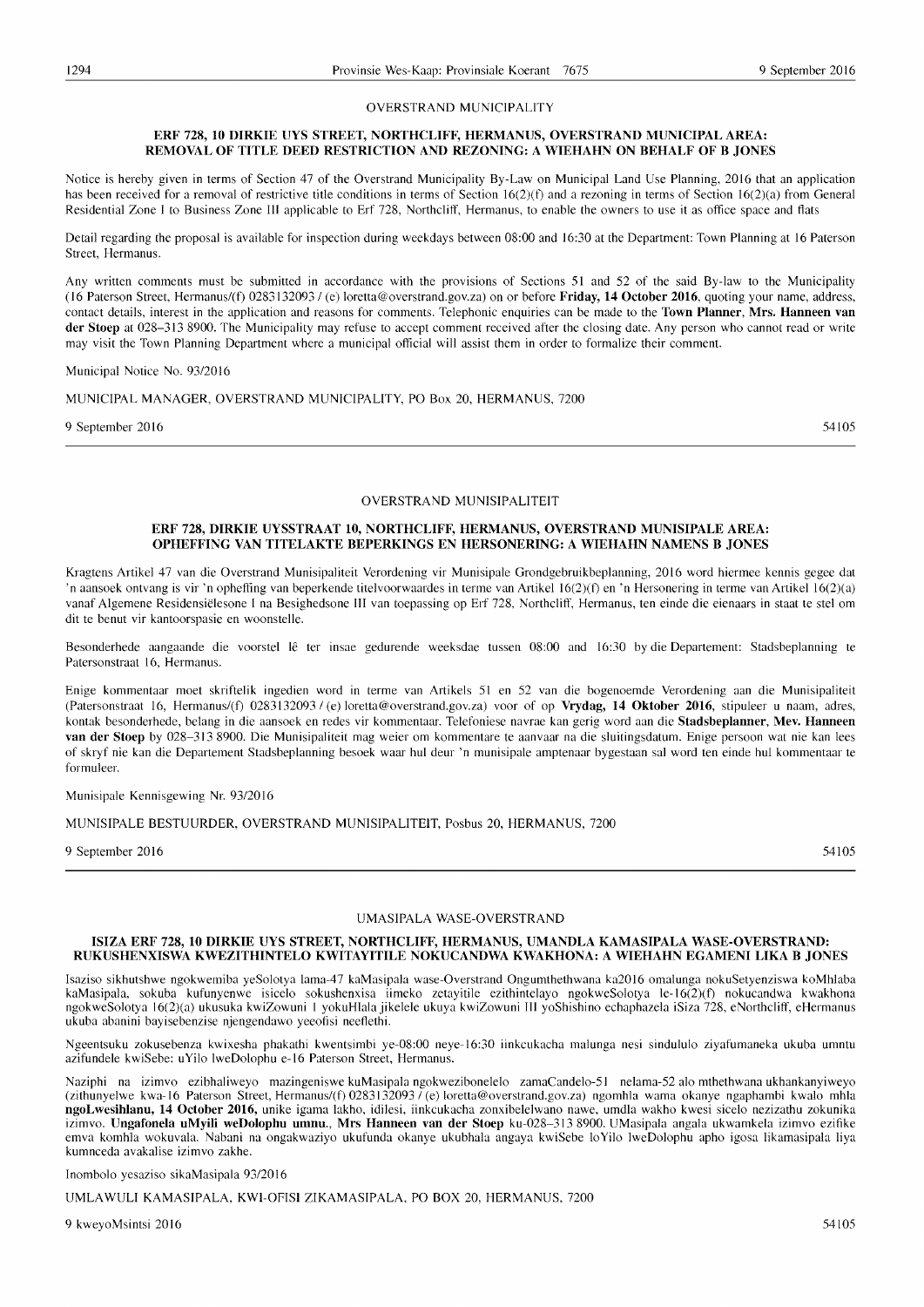OVERSTRAND MUNICIPALITY

**ERF 728, 10 DIRKIE UYS STREET, NORTHCLIFF, HERMANUS, OVERSTRAND MUNICIPAL AREA: REMOVAL OF TITLE DEED RESTRICTION AND REZONING: A WIEHAHN ON BEHALF OF B JONES**

Notice is hereby given in terms of Section 47 of the Overstrand Municipality By-Law on Municipal Land Use Planning, 2016 that an application has been received for a removal of restrictive title conditions in terms of Section 16(2)(f) and a rezoning in terms of Section 16(2)(a) from General Residential Zone I to Business Zone III applicable to Erf 728, Northcliff, Hermanus, to enable the owners to use it as office space and flats

Detail regarding the proposal is available for inspection during weekdays between 08:00 and 16:30 at the Department: Town Planning at 16 Paterson Street, Hermanus.

Any written comments must be submitted in accordance with the provisions of Sections 51 and 52 of the said By-law to the Municipality (16 Paterson Street, Hermanus/(f) 0283132093 / (e) loretta@overstrand.gov.za) on or before **Friday, 14 October 2016**, quoting your name, address, contact details, interest in the application and reasons for comments. Telephonic enquiries can be made to the **Town Planner**, **Mrs. Hanneen van der Stoep** at 028–313 8900. The Municipality may refuse to accept comment received after the closing date. Any person who cannot read or write may visit the Town Planning Department where a municipal official will assist them in order to formalize their comment.

Municipal Notice No. 93/2016

MUNICIPAL MANAGER, OVERSTRAND MUNICIPALITY, PO Box 20, HERMANUS, 7200

9 September 2016 54105

---

OVERSTRAND MUNISIPALITEIT

**ERF 728, DIRKIE UYSSTRAAT 10, NORTHCLIFF, HERMANUS, OVERSTRAND MUNISIPALE AREA: OPHEFFING VAN TITELAKTE BEPERKINGS EN HERSONERING: A WIEHAHN NAMENS B JONES**

Kragtens Artikel 47 van die Overstrand Munisipaliteit Verordening vir Munisipale Grondgebruikbeplanning, 2016 word hiermee kennis gegee dat 'n aansoek ontvang is vir 'n opheffing van beperkende titelvoorwaardes in terme van Artikel 16(2)(f) en 'n Hersonering in terme van Artikel 16(2)(a) vanaf Algemene Residensiëlesone I na Besighedsone III van toepassing op Erf 728, Northcliff, Hermanus, ten einde die eienaars in staat te stel om dit te benut vir kantoorspasie en woonstelle.

Besonderhede aangaande die voorstel lê ter insae gedurende weeksdae tussen 08:00 and 16:30 by die Departement: Stadsbeplanning te Patersonstraat 16, Hermanus.

Enige kommentaar moet skriftelik ingedien word in terme van Artikels 51 en 52 van die bogenoemde Verordening aan die Munisipaliteit (Patersonstraat 16, Hermanus/(f) 0283132093 / (e) loretta@overstrand.gov.za) voor of op **Vrydag, 14 Oktober 2016**, stipuleer u naam, adres, kontak besonderhede, belang in die aansoek en redes vir kommentaar. Telefoniese navrae kan gerig word aan die **Stadsbeplanner**, **Mev. Hanneen van der Stoep** by 028–313 8900. Die Munisipaliteit mag weier om kommentare te aanvaar na die sluitingsdatum. Enige persoon wat nie kan lees of skryf nie kan die Departement Stadsbeplanning besoek waar hul deur 'n munisipale amptenaar bygestaan sal word ten einde hul kommentaar te formuleer.

Munisipale Kennisgewing Nr. 93/2016

MUNISIPALE BESTUURDER, OVERSTRAND MUNISIPALITEIT, Posbus 20, HERMANUS, 7200

9 September 2016 54105

---

UMASIPALA WASE-OVERSTRAND

**ISIZA ERF 728, 10 DIRKIE UYS STREET, NORTHCLIFF, HERMANUS, UMANDLA KAMASIPALA WASE-OVERSTRAND: RUKUSHENXISWA KWEZITHINTELO KWITAYITILE NOKUCANDWA KWAKHONA: A WIEHAHN EGAMENI LIKA B JONES**

Isaziso sikhutshwe ngokwemiba yeSolotya lama-47 kaMasipala wase-Overstrand Ongumthethwana ka2016 omalunga nokuSetyenziswa koMhlaba kaMasipala, sokuba kufunyenwe isicelo sokushenxisa iimeko zetayitile ezithintelayo ngokweSolotya le-16(2)(f) nokucandwa kwakhona ngokweSolotya 16(2)(a) ukusuka kwiZowuni I yokuHlala jikelele ukuya kwiZowuni III yoShishino echaphazela iSiza 728, eNorthcliff, eHermanus ukuba abanini bayisebenzise njengendawo yeeofisi neeflethi.

Ngeentsuku zokusebenza kwixesha phakathi kwentsimbi ye-08:00 neye-16:30 iinkcukacha malunga nesi sindululo ziyafumaneka ukuba umntu azifundele kwiSebe: uYilo lweDolophu e-16 Paterson Street, Hermanus.

Naziphi na izimvo ezibhaliweyo mazingeniswe kuMasipala ngokwezibonelelo zamaCandelo-51 nelama-52 alo mthethwana ukhankanyiweyo (zithunyelwe kwa-16 Paterson Street, Hermanus/(f) 0283132093 / (e) loretta@overstrand.gov.za) ngomhla wama okanye ngaphambi kwalo mhla **ngoLwesihlanu, 14 October 2016,** unike igama lakho, idilesi, iinkcukacha zonxibelelwano nawe, umdla wakho kwesi sicelo nezizathu zokunika izimvo. **Ungafonela uMyili weDolophu umnu., Mrs Hanneen van der Stoep** ku-028–313 8900. UMasipala angala ukwamkela izimvo ezifike emva komhla wokuvala. Nabani na ongakwaziyo ukufunda okanye ukubhala angaya kwiSebe loYilo lweDolophu apho igosa likamasipala liya kumnceda avakalise izimvo zakhe.

Inombolo yesaziso sikaMasipala 93/2016

UMLAWULI KAMASIPALA, KWI-OFISI ZIKAMASIPALA, PO BOX 20, HERMANUS, 7200

9 kweyoMsintsi 2016 54105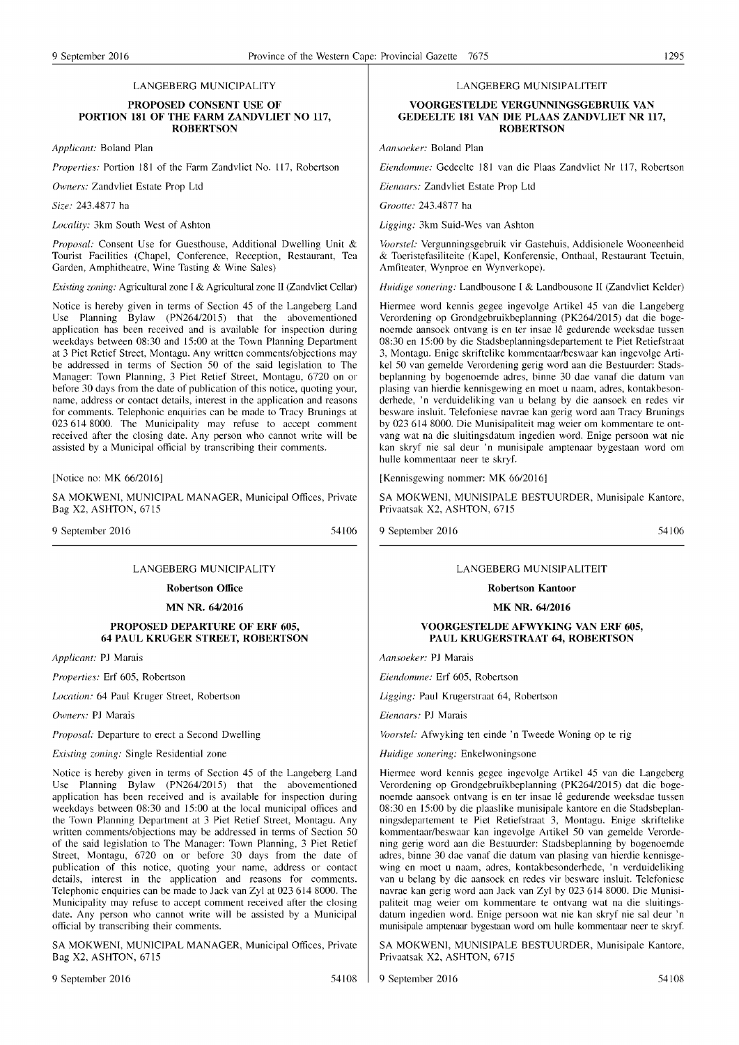LANGEBERG MUNICIPALITY

**PROPOSED CONSENT USE OF PORTION 181 OF THE FARM ZANDVLIET NO 117, ROBERTSON**

*Applicant:* Boland Plan

*Properties:* Portion 181 of the Farm Zandvliet No. 117, Robertson

*Owners:* Zandvliet Estate Prop Ltd

*Size:* 243.4877 ha

*Locality:* 3km South West of Ashton

*Proposal:* Consent Use for Guesthouse, Additional Dwelling Unit & Tourist Facilities (Chapel, Conference, Reception, Restaurant, Tea Garden, Amphitheatre, Wine Tasting & Wine Sales)

*Existing zoning:* Agricultural zone I & Agricultural zone II (Zandvliet Cellar)

Notice is hereby given in terms of Section 45 of the Langeberg Land Use Planning Bylaw (PN264/2015) that the abovementioned application has been received and is available for inspection during weekdays between 08:30 and 15:00 at the Town Planning Department at 3 Piet Retief Street, Montagu. Any written comments/objections may be addressed in terms of Section 50 of the said legislation to The Manager: Town Planning, 3 Piet Retief Street, Montagu, 6720 on or before 30 days from the date of publication of this notice, quoting your, name, address or contact details, interest in the application and reasons for comments. Telephonic enquiries can be made to Tracy Brunings at 023 614 8000. The Municipality may refuse to accept comment received after the closing date. Any person who cannot write will be assisted by a Municipal official by transcribing their comments.

[Notice no: MK 66/2016]

SA MOKWENI, MUNICIPAL MANAGER, Municipal Offices, Private Bag X2, ASHTON, 6715

9 September 2016 54106

LANGEBERG MUNISIPALITEIT

**VOORGESTELDE VERGUNNINGSGEBRUIK VAN GEDEELTE 181 VAN DIE PLAAS ZANDVLIET NR 117, ROBERTSON**

*Aansoeker:* Boland Plan

*Eiendomme:* Gedeelte 181 van die Plaas Zandvliet Nr 117, Robertson

*Eienaars:* Zandvliet Estate Prop Ltd

*Grootte:* 243.4877 ha

*Ligging:* 3km Suid-Wes van Ashton

*Voorstel:* Vergunningsgebruik vir Gastehuis, Addisionele Wooneenheid & Toeristefasiliteite (Kapel, Konferensie, Onthaal, Restaurant Teetuin, Amfiteater, Wynproe en Wynverkope).

*Huidige sonering:* Landbousone I & Landbousone II (Zandvliet Kelder)

Hiermee word kennis gegee ingevolge Artikel 45 van die Langeberg Verordening op Grondgebruikbeplanning (PK264/2015) dat die bogenoemde aansoek ontvang is en ter insae lê gedurende weeksdae tussen 08:30 en 15:00 by die Stadsbeplanningsdepartement te Piet Retiefstraat 3, Montagu. Enige skriftelike kommentaar/beswaar kan ingevolge Artikel 50 van gemelde Verordening gerig word aan die Bestuurder: Stadsbeplanning by bogenoemde adres, binne 30 dae vanaf die datum van plasing van hierdie kennisgewing en moet u naam, adres, kontakbesonderhede, 'n verduideliking van u belang by die aansoek en redes vir besware insluit. Telefoniese navrae kan gerig word aan Tracy Brunings by 023 614 8000. Die Munisipaliteit mag weier om kommentare te ontvang wat na die sluitingsdatum ingedien word. Enige persoon wat nie kan skryf nie sal deur 'n munisipale amptenaar bygestaan word om hulle kommentaar neer te skryf.

[Kennisgewing nommer: MK 66/2016]

SA MOKWENI, MUNISIPALE BESTUURDER, Munisipale Kantore, Privaatsak X2, ASHTON, 6715

9 September 2016 54106

LANGEBERG MUNICIPALITY

**Robertson Office**

**MN NR. 64/2016**

**PROPOSED DEPARTURE OF ERF 605, 64 PAUL KRUGER STREET, ROBERTSON**

*Applicant:* PJ Marais

*Properties:* Erf 605, Robertson

*Location:* 64 Paul Kruger Street, Robertson

*Owners:* PJ Marais

*Proposal:* Departure to erect a Second Dwelling

*Existing zoning:* Single Residential zone

Notice is hereby given in terms of Section 45 of the Langeberg Land Use Planning Bylaw (PN264/2015) that the abovementioned application has been received and is available for inspection during weekdays between 08:30 and 15:00 at the local municipal offices and the Town Planning Department at 3 Piet Retief Street, Montagu. Any written comments/objections may be addressed in terms of Section 50 of the said legislation to The Manager: Town Planning, 3 Piet Retief Street, Montagu, 6720 on or before 30 days from the date of publication of this notice, quoting your name, address or contact details, interest in the application and reasons for comments. Telephonic enquiries can be made to Jack van Zyl at 023 614 8000. The Municipality may refuse to accept comment received after the closing date. Any person who cannot write will be assisted by a Municipal official by transcribing their comments.

SA MOKWENI, MUNICIPAL MANAGER, Municipal Offices, Private Bag X2, ASHTON, 6715

9 September 2016 54108

LANGEBERG MUNISIPALITEIT

**Robertson Kantoor**

**MK NR. 64/2016**

**VOORGESTELDE AFWYKING VAN ERF 605, PAUL KRUGERSTRAAT 64, ROBERTSON**

*Aansoeker:* PJ Marais

*Eiendomme:* Erf 605, Robertson

*Ligging:* Paul Krugerstraat 64, Robertson

*Eienaars:* PJ Marais

*Voorstel:* Afwyking ten einde 'n Tweede Woning op te rig

*Huidige sonering:* Enkelwoningsone

Hiermee word kennis gegee ingevolge Artikel 45 van die Langeberg Verordening op Grondgebruikbeplanning (PK264/2015) dat die bogenoemde aansoek ontvang is en ter insae lê gedurende weeksdae tussen 08:30 en 15:00 by die plaaslike munisipale kantore en die Stadsbeplanningsdepartement te Piet Retiefstraat 3, Montagu. Enige skriftelike kommentaar/beswaar kan ingevolge Artikel 50 van gemelde Verordening gerig word aan die Bestuurder: Stadsbeplanning by bogenoemde adres, binne 30 dae vanaf die datum van plasing van hierdie kennisgewing en moet u naam, adres, kontakbesonderhede, 'n verduideliking van u belang by die aansoek en redes vir besware insluit. Telefoniese navrae kan gerig word aan Jack van Zyl by 023 614 8000. Die Munisipaliteit mag weier om kommentare te ontvang wat na die sluitingsdatum ingedien word. Enige persoon wat nie kan skryf nie sal deur 'n munisipale amptenaar bygestaan word om hulle kommentaar neer te skryf.

SA MOKWENI, MUNISIPALE BESTUURDER, Munisipale Kantore, Privaatsak X2, ASHTON, 6715

9 September 2016 54108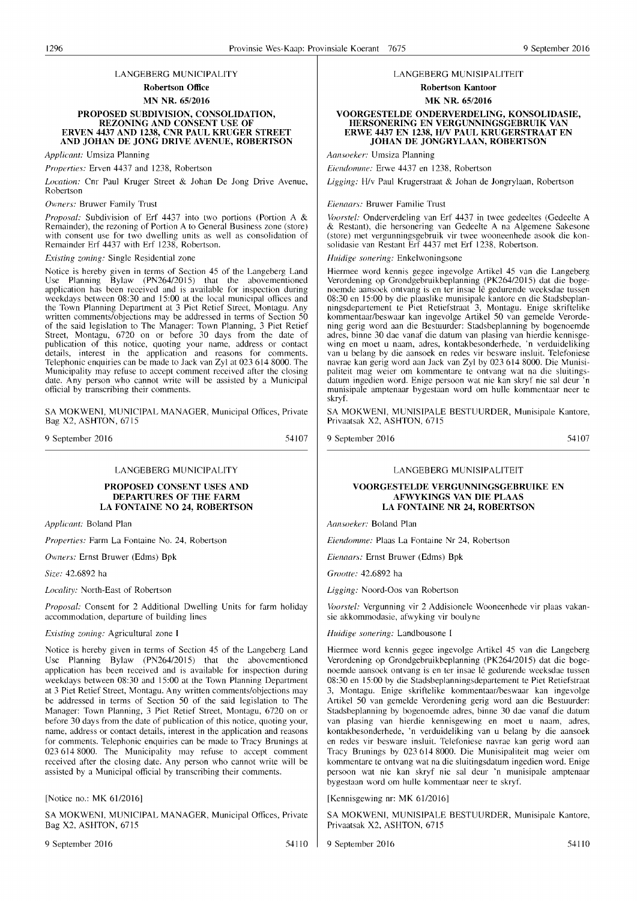LANGEBERG MUNICIPALITY

**Robertson Office**

**MN NR. 65/2016**

**PROPOSED SUBDIVISION, CONSOLIDATION, REZONING AND CONSENT USE OF ERVEN 4437 AND 1238, CNR PAUL KRUGER STREET AND JOHAN DE JONG DRIVE AVENUE, ROBERTSON**

*Applicant:* Umsiza Planning

*Properties:* Erven 4437 and 1238, Robertson

*Location:* Cnr Paul Kruger Street & Johan De Jong Drive Avenue, Robertson

*Owners:* Bruwer Family Trust

*Proposal:* Subdivision of Erf 4437 into two portions (Portion A & Remainder), the rezoning of Portion A to General Business zone (store) with consent use for two dwelling units as well as consolidation of Remainder Erf 4437 with Erf 1238, Robertson.

*Existing zoning:* Single Residential zone

Notice is hereby given in terms of Section 45 of the Langeberg Land Use Planning Bylaw (PN264/2015) that the abovementioned application has been received and is available for inspection during weekdays between 08:30 and 15:00 at the local municipal offices and the Town Planning Department at 3 Piet Retief Street, Montagu. Any written comments/objections may be addressed in terms of Section 50 of the said legislation to The Manager: Town Planning, 3 Piet Retief Street, Montagu, 6720 on or before 30 days from the date of publication of this notice, quoting your name, address or contact details, interest in the application and reasons for comments. Telephonic enquiries can be made to Jack van Zyl at 023 614 8000. The Municipality may refuse to accept comment received after the closing date. Any person who cannot write will be assisted by a Municipal official by transcribing their comments.

SA MOKWENI, MUNICIPAL MANAGER, Municipal Offices, Private Bag X2, ASHTON, 6715

9 September 2016 54107

LANGEBERG MUNISIPALITEIT

**Robertson Kantoor**

**MK NR. 65/2016**

**VOORGESTELDE ONDERVERDELING, KONSOLIDASIE, HERSONERING EN VERGUNNINGSGEBRUIK VAN ERWE 4437 EN 1238, H/V PAUL KRUGERSTRAAT EN JOHAN DE JONGRYLAAN, ROBERTSON**

*Aansoeker:* Umsiza Planning

*Eiendomme:* Erwe 4437 en 1238, Robertson

*Ligging:* H/v Paul Krugerstraat & Johan de Jongrylaan, Robertson

*Eienaars:* Bruwer Familie Trust

*Voorstel:* Onderverdeling van Erf 4437 in twee gedeeltes (Gedeelte A & Restant), die hersonering van Gedeelte A na Algemene Sakesone (store) met vergunningsgebruik vir twee wooneenhede asook die konsolidasie van Restant Erf 4437 met Erf 1238, Robertson.

*Huidige sonering:* Enkelwoningsone

Hiermee word kennis gegee ingevolge Artikel 45 van die Langeberg Verordening op Grondgebruikbeplanning (PK264/2015) dat die bogenoemde aansoek ontvang is en ter insae lê gedurende weeksdae tussen 08:30 en 15:00 by die plaaslike munisipale kantore en die Stadsbeplanningsdepartement te Piet Retiefstraat 3, Montagu. Enige skriftelike kommentaar/beswaar kan ingevolge Artikel 50 van gemelde Verordening gerig word aan die Bestuurder: Stadsbeplanning by bogenoemde adres, binne 30 dae vanaf die datum van plasing van hierdie kennisgewing en moet u naam, adres, kontakbesonderhede, 'n verduideliking van u belang by die aansoek en redes vir besware insluit. Telefoniese navrae kan gerig word aan Jack van Zyl by 023 614 8000. Die Munisipaliteit mag weier om kommentare te ontvang wat na die sluitingsdatum ingedien word. Enige persoon wat nie kan skryf nie sal deur 'n munisipale amptenaar bygestaan word om hulle kommentaar neer te skryf.

SA MOKWENI, MUNISIPALE BESTUURDER, Munisipale Kantore, Privaatsak X2, ASHTON, 6715

9 September 2016 54107

LANGEBERG MUNICIPALITY

**PROPOSED CONSENT USES AND DEPARTURES OF THE FARM LA FONTAINE NO 24, ROBERTSON**

*Applicant:* Boland Plan

*Properties:* Farm La Fontaine No. 24, Robertson

*Owners:* Ernst Bruwer (Edms) Bpk

*Size:* 42.6892 ha

*Locality:* North-East of Robertson

*Proposal:* Consent for 2 Additional Dwelling Units for farm holiday accommodation, departure of building lines

*Existing zoning:* Agricultural zone I

Notice is hereby given in terms of Section 45 of the Langeberg Land Use Planning Bylaw (PN264/2015) that the abovementioned application has been received and is available for inspection during weekdays between 08:30 and 15:00 at the Town Planning Department at 3 Piet Retief Street, Montagu. Any written comments/objections may be addressed in terms of Section 50 of the said legislation to The Manager: Town Planning, 3 Piet Retief Street, Montagu, 6720 on or before 30 days from the date of publication of this notice, quoting your, name, address or contact details, interest in the application and reasons for comments. Telephonic enquiries can be made to Tracy Brunings at 023 614 8000. The Municipality may refuse to accept comment received after the closing date. Any person who cannot write will be assisted by a Municipal official by transcribing their comments.

[Notice no.: MK 61/2016]

SA MOKWENI, MUNICIPAL MANAGER, Municipal Offices, Private Bag X2, ASHTON, 6715

9 September 2016 54110

LANGEBERG MUNISIPALITEIT

**VOORGESTELDE VERGUNNINGSGEBRUIKE EN AFWYKINGS VAN DIE PLAAS LA FONTAINE NR 24, ROBERTSON**

*Aansoeker:* Boland Plan

*Eiendomme:* Plaas La Fontaine Nr 24, Robertson

*Eienaars:* Ernst Bruwer (Edms) Bpk

*Grootte:* 42.6892 ha

*Ligging:* Noord-Oos van Robertson

*Voorstel:* Vergunning vir 2 Addisionele Wooneenhede vir plaas vakansie akkommodasie, afwyking vir boulyne

*Huidige sonering:* Landbousone I

Hiermee word kennis gegee ingevolge Artikel 45 van die Langeberg Verordening op Grondgebruikbeplanning (PK264/2015) dat die bogenoemde aansoek ontvang is en ter insae lê gedurende weeksdae tussen 08:30 en 15:00 by die Stadsbeplanningsdepartement te Piet Retiefstraat 3, Montagu. Enige skriftelike kommentaar/beswaar kan ingevolge Artikel 50 van gemelde Verordening gerig word aan die Bestuurder: Stadsbeplanning by bogenoemde adres, binne 30 dae vanaf die datum van plasing van hierdie kennisgewing en moet u naam, adres, kontakbesonderhede, 'n verduideliking van u belang by die aansoek en redes vir besware insluit. Telefoniese navrae kan gerig word aan Tracy Brunings by 023 614 8000. Die Munisipaliteit mag weier om kommentare te ontvang wat na die sluitingsdatum ingedien word. Enige persoon wat nie kan skryf nie sal deur 'n munisipale amptenaar bygestaan word om hulle kommentaar neer te skryf.

[Kennisgewing nr: MK 61/2016]

SA MOKWENI, MUNISIPALE BESTUURDER, Munisipale Kantore, Privaatsak X2, ASHTON, 6715

9 September 2016 54110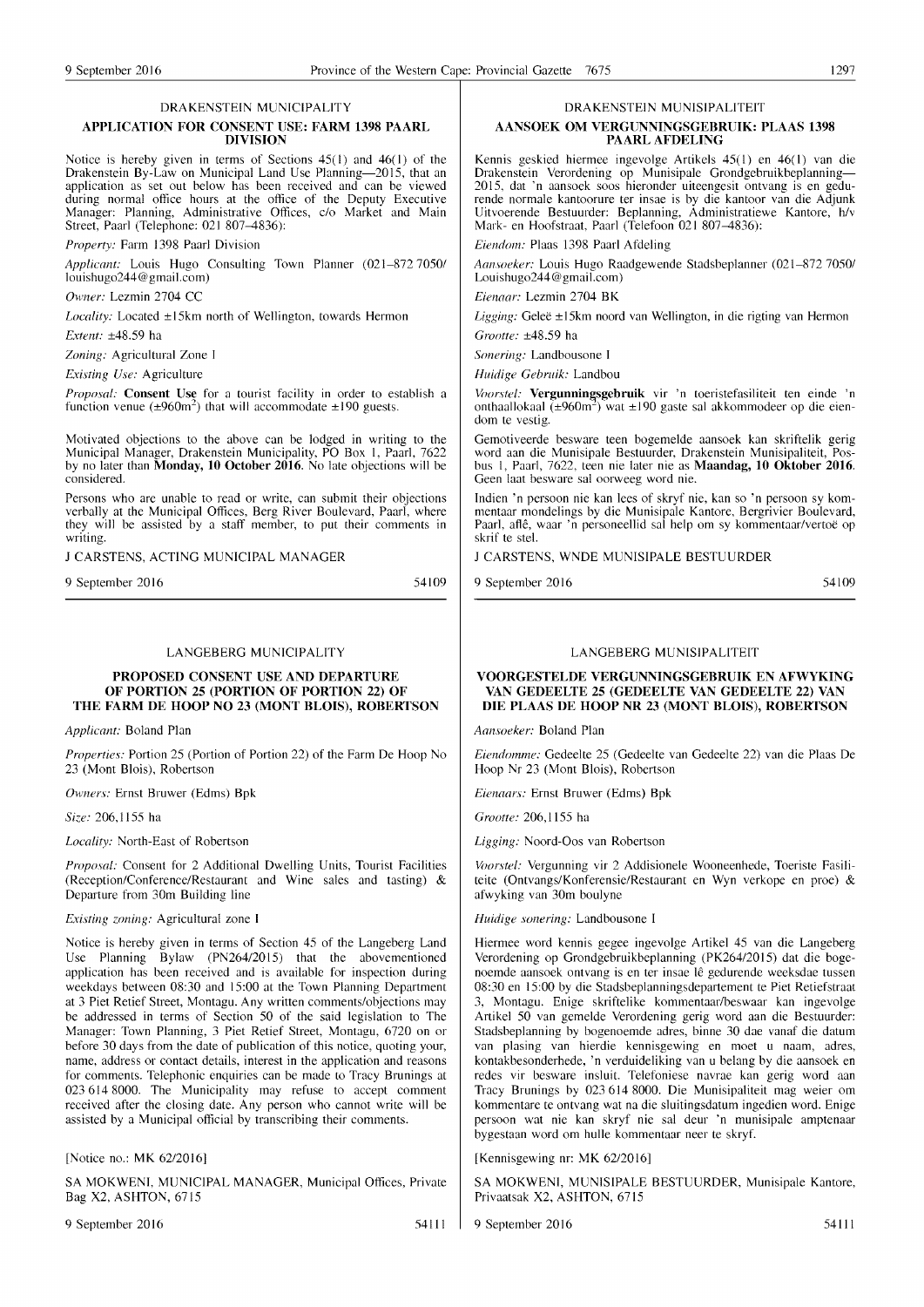## DRAKENSTEIN MUNICIPALITY

### APPLICATION FOR CONSENT USE: FARM 1398 PAARL DIVISION

Notice is hereby given in terms of Sections 45(1) and 46(1) of the Drakenstein By-Law on Municipal Land Use Planning—2015, that an application as set out below has been received and can be viewed during normal office hours at the office of the Deputy Executive Manager: Planning, Administrative Offices, c/o Market and Main Street, Paarl (Telephone: 021 807–4836):

*Property:* Farm 1398 Paarl Division

*Applicant:* Louis Hugo Consulting Town Planner (021–872 7050/ louishugo244@gmail.com)

*Owner:* Lezmin 2704 CC

*Locality:* Located ±15km north of Wellington, towards Hermon

*Extent:* ±48.59 ha

*Zoning:* Agricultural Zone I

*Existing Use:* Agriculture

*Proposal:* **Consent Use** for a tourist facility in order to establish a function venue (±960m$^2$) that will accommodate ±190 guests.

Motivated objections to the above can be lodged in writing to the Municipal Manager, Drakenstein Municipality, PO Box 1, Paarl, 7622 by no later than **Monday, 10 October 2016**. No late objections will be considered.

Persons who are unable to read or write, can submit their objections verbally at the Municipal Offices, Berg River Boulevard, Paarl, where they will be assisted by a staff member, to put their comments in writing.

J CARSTENS, ACTING MUNICIPAL MANAGER

9 September 2016 54109

## DRAKENSTEIN MUNISIPALITEIT

### AANSOEK OM VERGUNNINGSGEBRUIK: PLAAS 1398 PAARL AFDELING

Kennis geskied hiermee ingevolge Artikels 45(1) en 46(1) van die Drakenstein Verordening op Munisipale Grondgebruikbeplanning—2015, dat 'n aansoek soos hieronder uiteengesit ontvang is en gedurende normale kantoorure ter insae is by die kantoor van die Adjunk Uitvoerende Bestuurder: Beplanning, Administratiewe Kantore, h/v Mark- en Hoofstraat, Paarl (Telefoon 021 807–4836):

*Eiendom:* Plaas 1398 Paarl Afdeling

*Aansoeker:* Louis Hugo Raadgewende Stadsbeplanner (021–872 7050/ Louishugo244@gmail.com)

*Eienaar:* Lezmin 2704 BK

*Ligging:* Geleë ±15km noord van Wellington, in die rigting van Hermon

*Grootte:* ±48.59 ha

*Sonering:* Landbousone I

*Huidige Gebruik:* Landbou

*Voorstel:* **Vergunningsgebruik** vir 'n toeristefasiliteit ten einde 'n onthaallokaal (±960m$^2$) wat ±190 gaste sal akkommodeer op die eiendom te vestig.

Gemotiveerde besware teen bogemelde aansoek kan skriftelik gerig word aan die Munisipale Bestuurder, Drakenstein Munisipaliteit, Posbus 1, Paarl, 7622, teen nie later nie as **Maandag, 10 Oktober 2016**. Geen laat besware sal oorweeg word nie.

Indien 'n persoon nie kan lees of skryf nie, kan so 'n persoon sy kommentaar mondelings by die Munisipale Kantore, Bergrivier Boulevard, Paarl, aflê, waar 'n personeellid sal help om sy kommentaar/vertoë op skrif te stel.

J CARSTENS, WNDE MUNISIPALE BESTUURDER

9 September 2016 54109

## LANGEBERG MUNICIPALITY

### PROPOSED CONSENT USE AND DEPARTURE OF PORTION 25 (PORTION OF PORTION 22) OF THE FARM DE HOOP NO 23 (MONT BLOIS), ROBERTSON

*Applicant:* Boland Plan

*Properties:* Portion 25 (Portion of Portion 22) of the Farm De Hoop No 23 (Mont Blois), Robertson

*Owners:* Ernst Bruwer (Edms) Bpk

*Size:* 206,1155 ha

*Locality:* North-East of Robertson

*Proposal:* Consent for 2 Additional Dwelling Units, Tourist Facilities (Reception/Conference/Restaurant and Wine sales and tasting) & Departure from 30m Building line

*Existing zoning:* Agricultural zone I

Notice is hereby given in terms of Section 45 of the Langeberg Land Use Planning Bylaw (PN264/2015) that the abovementioned application has been received and is available for inspection during weekdays between 08:30 and 15:00 at the Town Planning Department at 3 Piet Retief Street, Montagu. Any written comments/objections may be addressed in terms of Section 50 of the said legislation to The Manager: Town Planning, 3 Piet Retief Street, Montagu, 6720 on or before 30 days from the date of publication of this notice, quoting your, name, address or contact details, interest in the application and reasons for comments. Telephonic enquiries can be made to Tracy Brunings at 023 614 8000. The Municipality may refuse to accept comment received after the closing date. Any person who cannot write will be assisted by a Municipal official by transcribing their comments.

[Notice no.: MK 62/2016]

SA MOKWENI, MUNICIPAL MANAGER, Municipal Offices, Private Bag X2, ASHTON, 6715

9 September 2016 54111

## LANGEBERG MUNISIPALITEIT

### VOORGESTELDE VERGUNNINGSGEBRUIK EN AFWYKING VAN GEDEELTE 25 (GEDEELTE VAN GEDEELTE 22) VAN DIE PLAAS DE HOOP NR 23 (MONT BLOIS), ROBERTSON

*Aansoeker:* Boland Plan

*Eiendomme:* Gedeelte 25 (Gedeelte van Gedeelte 22) van die Plaas De Hoop Nr 23 (Mont Blois), Robertson

*Eienaars:* Ernst Bruwer (Edms) Bpk

*Grootte:* 206,1155 ha

*Ligging:* Noord-Oos van Robertson

*Voorstel:* Vergunning vir 2 Addisionele Wooneenhede, Toeriste Fasiliteite (Ontvangs/Konferensie/Restaurant en Wyn verkope en proe) & afwyking van 30m boulyne

*Huidige sonering:* Landbousone I

Hiermee word kennis gegee ingevolge Artikel 45 van die Langeberg Verordening op Grondgebruikbeplanning (PK264/2015) dat die bogenoemde aansoek ontvang is en ter insae lê gedurende weeksdae tussen 08:30 en 15:00 by die Stadsbeplanningsdepartement te Piet Retiefstraat 3, Montagu. Enige skriftelike kommentaar/beswaar kan ingevolge Artikel 50 van gemelde Verordening gerig word aan die Bestuurder: Stadsbeplanning by bogenoemde adres, binne 30 dae vanaf die datum van plasing van hierdie kennisgewing en moet u naam, adres, kontakbesonderhede, 'n verduideliking van u belang by die aansoek en redes vir besware insluit. Telefoniese navrae kan gerig word aan Tracy Brunings by 023 614 8000. Die Munisipaliteit mag weier om kommentare te ontvang wat na die sluitingsdatum ingedien word. Enige persoon wat nie kan skryf nie sal deur 'n munisipale amptenaar bygestaan word om hulle kommentaar neer te skryf.

[Kennisgewing nr: MK 62/2016]

SA MOKWENI, MUNISIPALE BESTUURDER, Munisipale Kantore, Privaatsak X2, ASHTON, 6715

9 September 2016 54111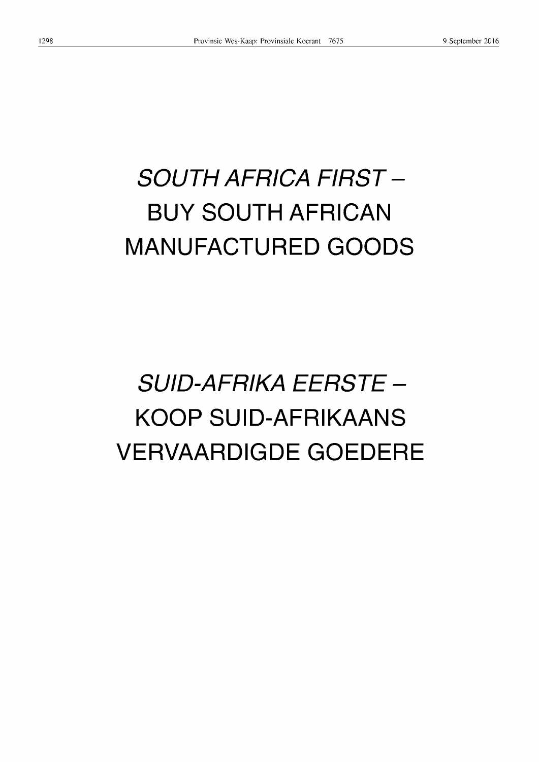*SOUTH AFRICA FIRST –*
BUY SOUTH AFRICAN
MANUFACTURED GOODS

*SUID-AFRIKA EERSTE –*
KOOP SUID-AFRIKAANS
VERVAARDIGDE GOEDERE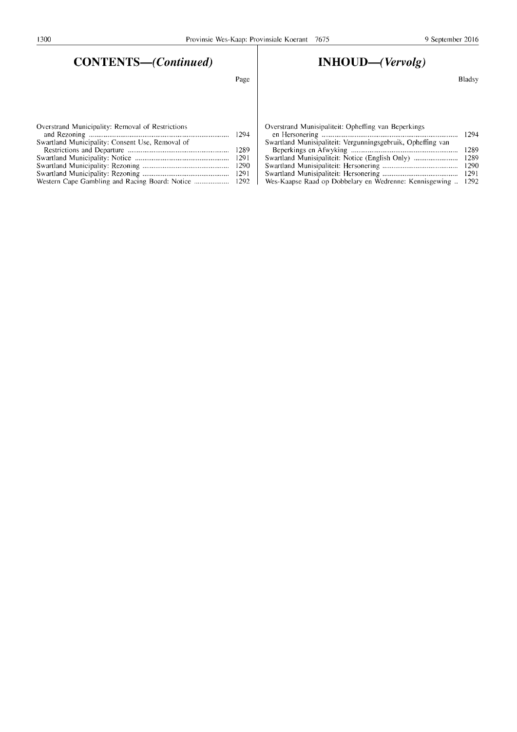## CONTENTS—*(Continued)*

| | Page |
|---|---|
| Overstrand Municipality: Removal of Restrictions and Rezoning | 1294 |
| Swartland Municipality: Consent Use, Removal of Restrictions and Departure | 1289 |
| Swartland Municipality: Notice | 1291 |
| Swartland Municipality: Rezoning | 1290 |
| Swartland Municipality: Rezoning | 1291 |
| Western Cape Gambling and Racing Board: Notice | 1292 |

## INHOUD—*(Vervolg)*

| | Bladsy |
|---|---|
| Overstrand Munisipaliteit: Opheffing van Beperkings en Hersonering | 1294 |
| Swartland Munisipaliteit: Vergunningsgebruik, Opheffing van Beperkings en Afwyking | 1289 |
| Swartland Munisipaliteit: Notice (English Only) | 1289 |
| Swartland Munisipaliteit: Hersonering | 1290 |
| Swartland Munisipaliteit: Hersonering | 1291 |
| Wes-Kaapse Raad op Dobbelary en Wedrenne: Kennisgewing | 1292 |